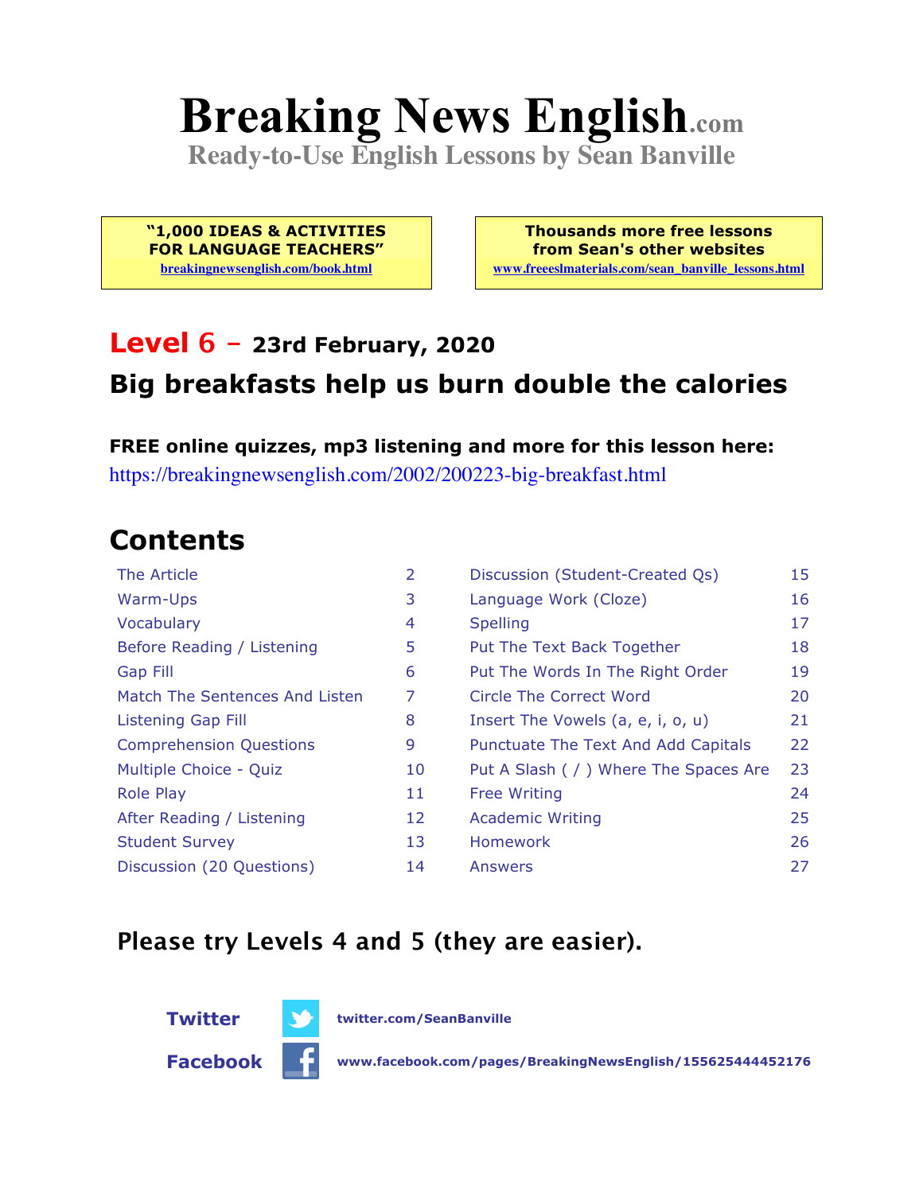# Breaking News English.com

**Ready-to-Use English Lessons by Sean Banville**

**"1,000 IDEAS & ACTIVITIES FOR LANGUAGE TEACHERS"**
breakingnewsenglish.com/book.html

**Thousands more free lessons from Sean's other websites**
www.freeeslmaterials.com/sean_banville_lessons.html

## Level 6 – 23rd February, 2020

## Big breakfasts help us burn double the calories

**FREE online quizzes, mp3 listening and more for this lesson here:**
https://breakingnewsenglish.com/2002/200223-big-breakfast.html

## Contents

| | | | |
|---|---|---|---|
| The Article | 2 | Discussion (Student-Created Qs) | 15 |
| Warm-Ups | 3 | Language Work (Cloze) | 16 |
| Vocabulary | 4 | Spelling | 17 |
| Before Reading / Listening | 5 | Put The Text Back Together | 18 |
| Gap Fill | 6 | Put The Words In The Right Order | 19 |
| Match The Sentences And Listen | 7 | Circle The Correct Word | 20 |
| Listening Gap Fill | 8 | Insert The Vowels (a, e, i, o, u) | 21 |
| Comprehension Questions | 9 | Punctuate The Text And Add Capitals | 22 |
| Multiple Choice - Quiz | 10 | Put A Slash ( / ) Where The Spaces Are | 23 |
| Role Play | 11 | Free Writing | 24 |
| After Reading / Listening | 12 | Academic Writing | 25 |
| Student Survey | 13 | Homework | 26 |
| Discussion (20 Questions) | 14 | Answers | 27 |

**Please try Levels 4 and 5 (they are easier).**

**Twitter** twitter.com/SeanBanville

**Facebook** www.facebook.com/pages/BreakingNewsEnglish/155625444452176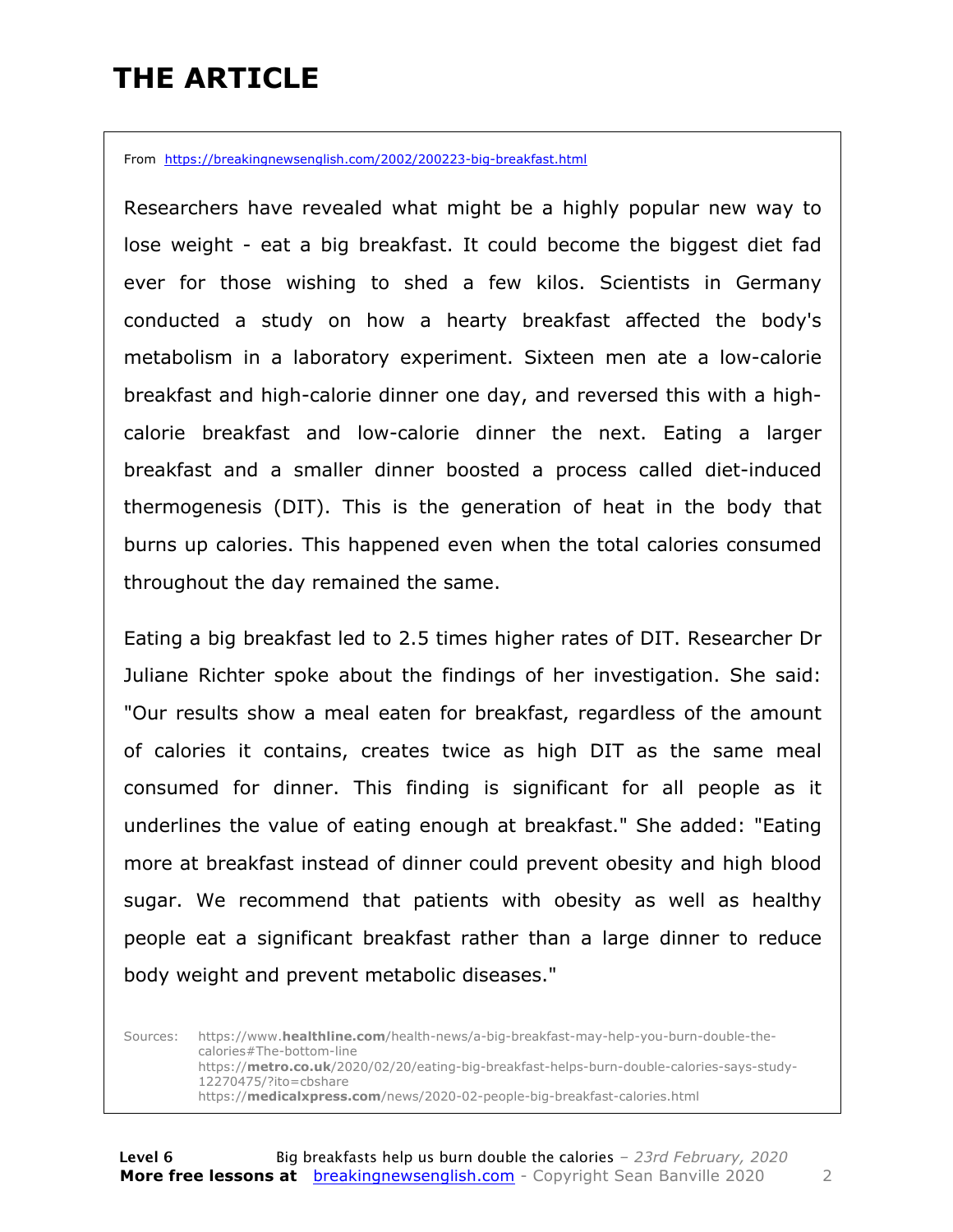# THE ARTICLE

From https://breakingnewsenglish.com/2002/200223-big-breakfast.html

Researchers have revealed what might be a highly popular new way to lose weight - eat a big breakfast. It could become the biggest diet fad ever for those wishing to shed a few kilos. Scientists in Germany conducted a study on how a hearty breakfast affected the body's metabolism in a laboratory experiment. Sixteen men ate a low-calorie breakfast and high-calorie dinner one day, and reversed this with a high-calorie breakfast and low-calorie dinner the next. Eating a larger breakfast and a smaller dinner boosted a process called diet-induced thermogenesis (DIT). This is the generation of heat in the body that burns up calories. This happened even when the total calories consumed throughout the day remained the same.

Eating a big breakfast led to 2.5 times higher rates of DIT. Researcher Dr Juliane Richter spoke about the findings of her investigation. She said: "Our results show a meal eaten for breakfast, regardless of the amount of calories it contains, creates twice as high DIT as the same meal consumed for dinner. This finding is significant for all people as it underlines the value of eating enough at breakfast." She added: "Eating more at breakfast instead of dinner could prevent obesity and high blood sugar. We recommend that patients with obesity as well as healthy people eat a significant breakfast rather than a large dinner to reduce body weight and prevent metabolic diseases."

Sources:
https://www.healthline.com/health-news/a-big-breakfast-may-help-you-burn-double-the-calories#The-bottom-line
https://metro.co.uk/2020/02/20/eating-big-breakfast-helps-burn-double-calories-says-study-12270475/?ito=cbshare
https://medicalxpress.com/news/2020-02-people-big-breakfast-calories.html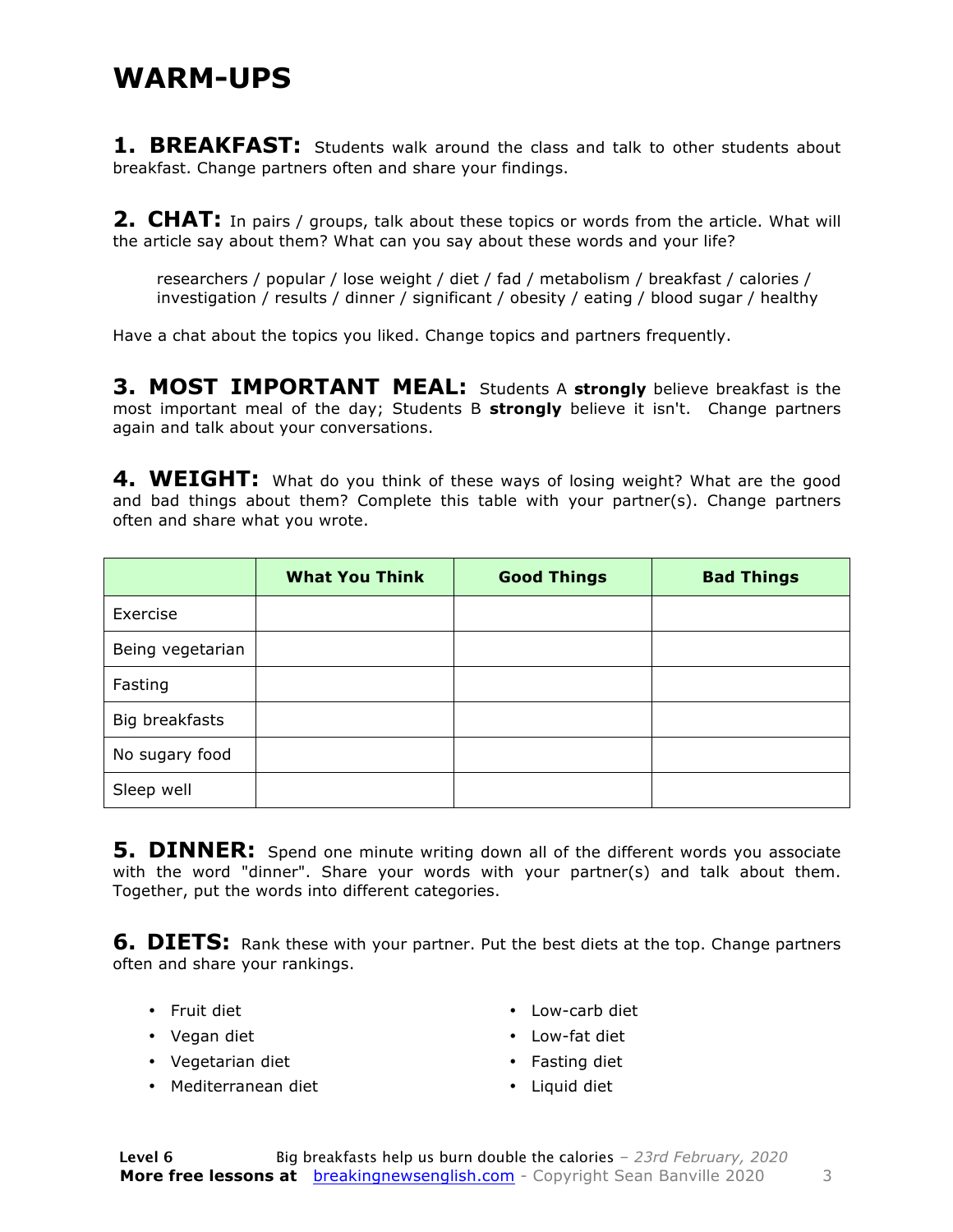# WARM-UPS

**1. BREAKFAST:** Students walk around the class and talk to other students about breakfast. Change partners often and share your findings.

**2. CHAT:** In pairs / groups, talk about these topics or words from the article. What will the article say about them? What can you say about these words and your life?

> researchers / popular / lose weight / diet / fad / metabolism / breakfast / calories / investigation / results / dinner / significant / obesity / eating / blood sugar / healthy

Have a chat about the topics you liked. Change topics and partners frequently.

**3. MOST IMPORTANT MEAL:** Students A **strongly** believe breakfast is the most important meal of the day; Students B **strongly** believe it isn't. Change partners again and talk about your conversations.

**4. WEIGHT:** What do you think of these ways of losing weight? What are the good and bad things about them? Complete this table with your partner(s). Change partners often and share what you wrote.

| | What You Think | Good Things | Bad Things |
|---|---|---|---|
| Exercise | | | |
| Being vegetarian | | | |
| Fasting | | | |
| Big breakfasts | | | |
| No sugary food | | | |
| Sleep well | | | |

**5. DINNER:** Spend one minute writing down all of the different words you associate with the word "dinner". Share your words with your partner(s) and talk about them. Together, put the words into different categories.

**6. DIETS:** Rank these with your partner. Put the best diets at the top. Change partners often and share your rankings.

- Fruit diet
- Vegan diet
- Vegetarian diet
- Mediterranean diet
- Low-carb diet
- Low-fat diet
- Fasting diet
- Liquid diet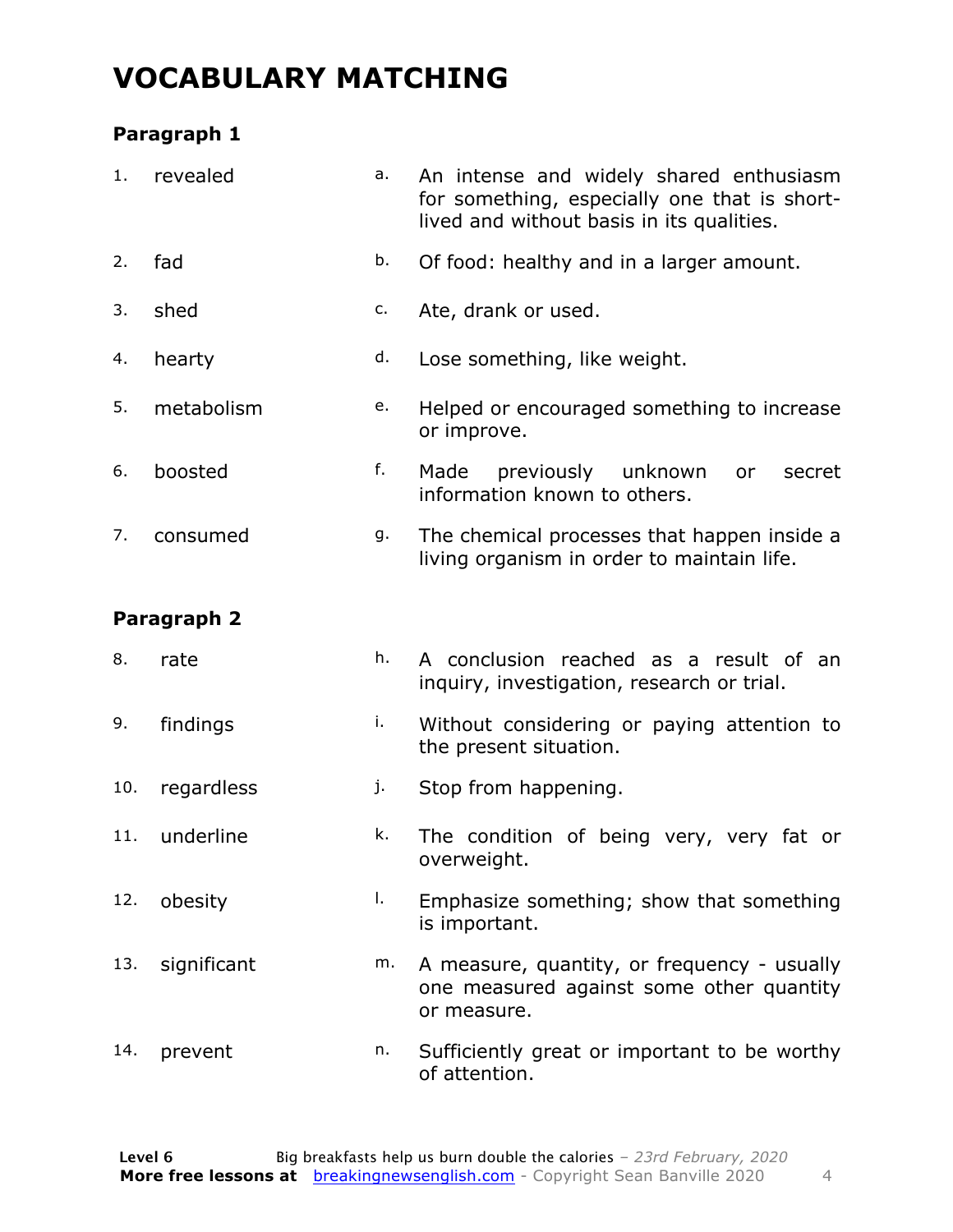# VOCABULARY MATCHING

### Paragraph 1

| | | | |
|---|---|---|---|
| 1. | revealed | a. | An intense and widely shared enthusiasm for something, especially one that is short-lived and without basis in its qualities. |
| 2. | fad | b. | Of food: healthy and in a larger amount. |
| 3. | shed | c. | Ate, drank or used. |
| 4. | hearty | d. | Lose something, like weight. |
| 5. | metabolism | e. | Helped or encouraged something to increase or improve. |
| 6. | boosted | f. | Made previously unknown or secret information known to others. |
| 7. | consumed | g. | The chemical processes that happen inside a living organism in order to maintain life. |

### Paragraph 2

| | | | |
|---|---|---|---|
| 8. | rate | h. | A conclusion reached as a result of an inquiry, investigation, research or trial. |
| 9. | findings | i. | Without considering or paying attention to the present situation. |
| 10. | regardless | j. | Stop from happening. |
| 11. | underline | k. | The condition of being very, very fat or overweight. |
| 12. | obesity | l. | Emphasize something; show that something is important. |
| 13. | significant | m. | A measure, quantity, or frequency - usually one measured against some other quantity or measure. |
| 14. | prevent | n. | Sufficiently great or important to be worthy of attention. |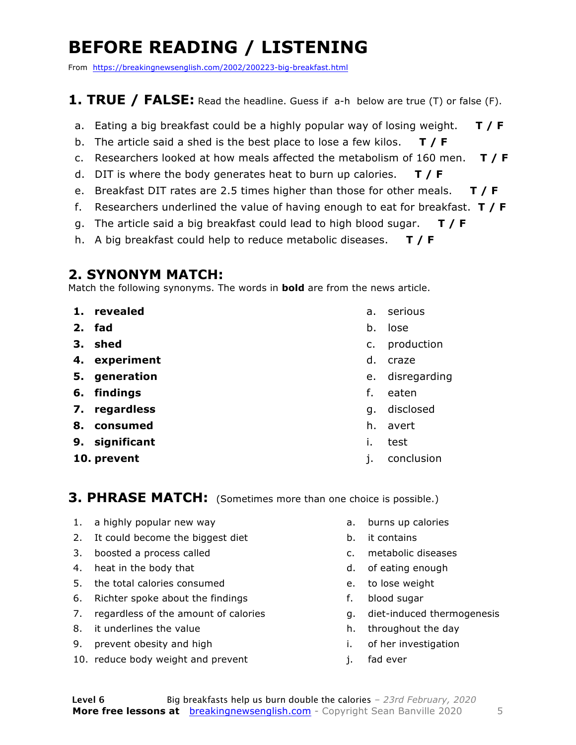# BEFORE READING / LISTENING

From https://breakingnewsenglish.com/2002/200223-big-breakfast.html

## 1. TRUE / FALSE: Read the headline. Guess if a-h below are true (T) or false (F).

a. Eating a big breakfast could be a highly popular way of losing weight. **T / F**

b. The article said a shed is the best place to lose a few kilos. **T / F**

c. Researchers looked at how meals affected the metabolism of 160 men. **T / F**

d. DIT is where the body generates heat to burn up calories. **T / F**

e. Breakfast DIT rates are 2.5 times higher than those for other meals. **T / F**

f. Researchers underlined the value of having enough to eat for breakfast. **T / F**

g. The article said a big breakfast could lead to high blood sugar. **T / F**

h. A big breakfast could help to reduce metabolic diseases. **T / F**

## 2. SYNONYM MATCH:

Match the following synonyms. The words in **bold** are from the news article.

1. **revealed**
2. **fad**
3. **shed**
4. **experiment**
5. **generation**
6. **findings**
7. **regardless**
8. **consumed**
9. **significant**
10. **prevent**

a. serious
b. lose
c. production
d. craze
e. disregarding
f. eaten
g. disclosed
h. avert
i. test
j. conclusion

## 3. PHRASE MATCH: (Sometimes more than one choice is possible.)

1. a highly popular new way
2. It could become the biggest diet
3. boosted a process called
4. heat in the body that
5. the total calories consumed
6. Richter spoke about the findings
7. regardless of the amount of calories
8. it underlines the value
9. prevent obesity and high
10. reduce body weight and prevent

a. burns up calories
b. it contains
c. metabolic diseases
d. of eating enough
e. to lose weight
f. blood sugar
g. diet-induced thermogenesis
h. throughout the day
i. of her investigation
j. fad ever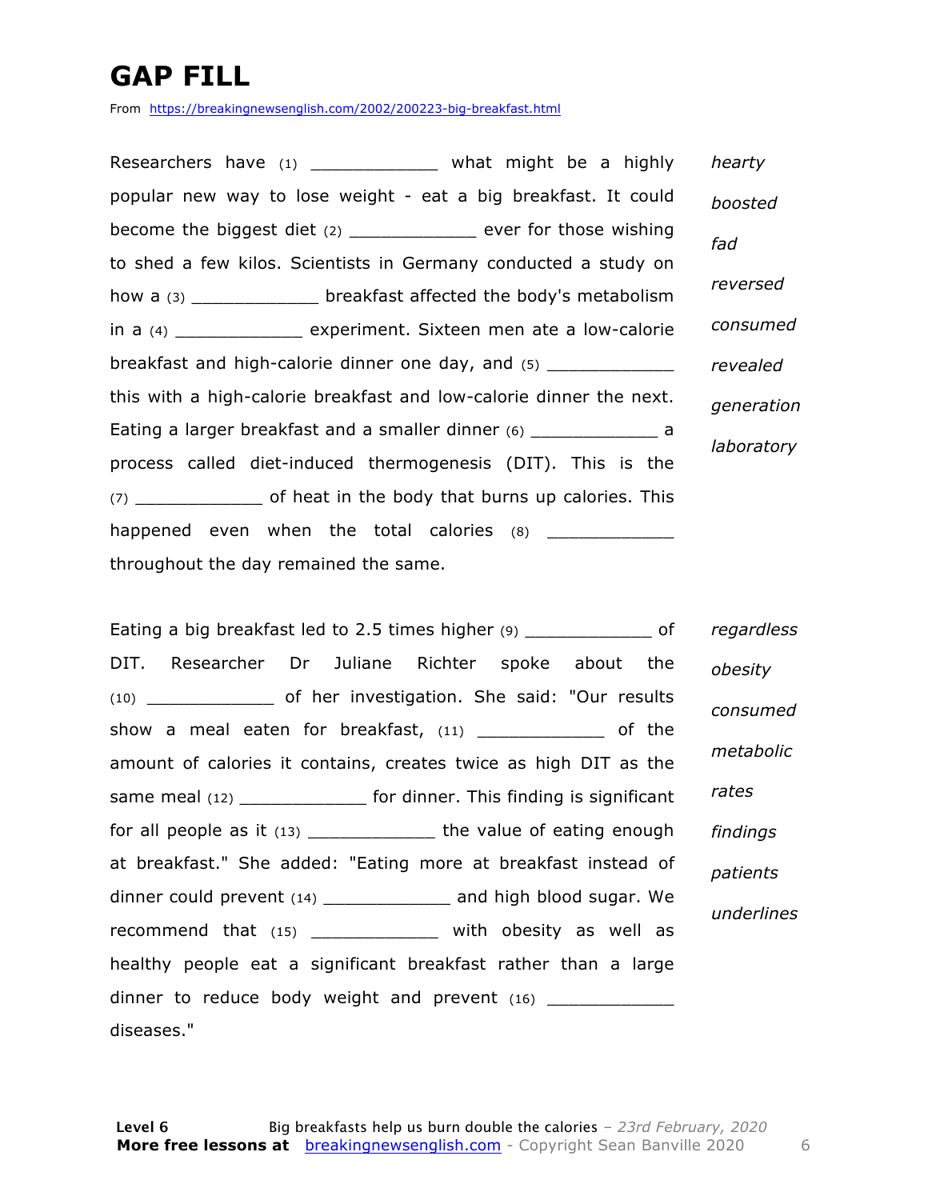# GAP FILL

From https://breakingnewsenglish.com/2002/200223-big-breakfast.html

Researchers have (1) ____________ what might be a highly popular new way to lose weight - eat a big breakfast. It could become the biggest diet (2) ____________ ever for those wishing to shed a few kilos. Scientists in Germany conducted a study on how a (3) ____________ breakfast affected the body's metabolism in a (4) ____________ experiment. Sixteen men ate a low-calorie breakfast and high-calorie dinner one day, and (5) ____________ this with a high-calorie breakfast and low-calorie dinner the next. Eating a larger breakfast and a smaller dinner (6) ____________ a process called diet-induced thermogenesis (DIT). This is the (7) ____________ of heat in the body that burns up calories. This happened even when the total calories (8) ____________ throughout the day remained the same.

*hearty*
*boosted*
*fad*
*reversed*
*consumed*
*revealed*
*generation*
*laboratory*

Eating a big breakfast led to 2.5 times higher (9) ____________ of DIT. Researcher Dr Juliane Richter spoke about the (10) ____________ of her investigation. She said: "Our results show a meal eaten for breakfast, (11) ____________ of the amount of calories it contains, creates twice as high DIT as the same meal (12) ____________ for dinner. This finding is significant for all people as it (13) ____________ the value of eating enough at breakfast." She added: "Eating more at breakfast instead of dinner could prevent (14) ____________ and high blood sugar. We recommend that (15) ____________ with obesity as well as healthy people eat a significant breakfast rather than a large dinner to reduce body weight and prevent (16) ____________ diseases."

*regardless*
*obesity*
*consumed*
*metabolic*
*rates*
*findings*
*patients*
*underlines*

**Level 6** Big breakfasts help us burn double the calories – *23rd February, 2020*

**More free lessons at** breakingnewsenglish.com - Copyright Sean Banville 2020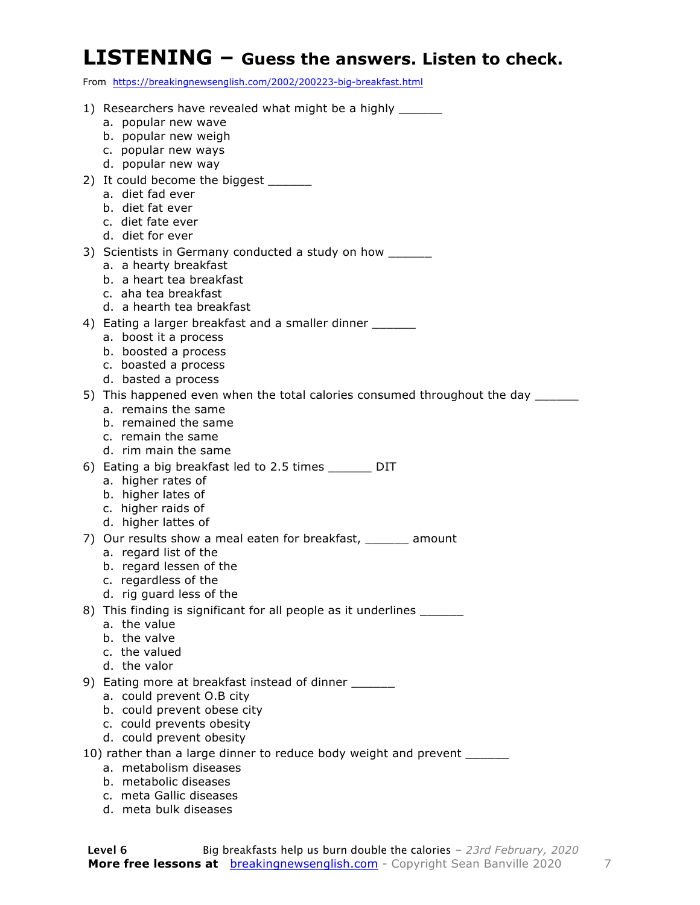# LISTENING – Guess the answers. Listen to check.

From https://breakingnewsenglish.com/2002/200223-big-breakfast.html

1) Researchers have revealed what might be a highly ______
   a. popular new wave
   b. popular new weigh
   c. popular new ways
   d. popular new way
2) It could become the biggest ______
   a. diet fad ever
   b. diet fat ever
   c. diet fate ever
   d. diet for ever
3) Scientists in Germany conducted a study on how ______
   a. a hearty breakfast
   b. a heart tea breakfast
   c. aha tea breakfast
   d. a hearth tea breakfast
4) Eating a larger breakfast and a smaller dinner ______
   a. boost it a process
   b. boosted a process
   c. boasted a process
   d. basted a process
5) This happened even when the total calories consumed throughout the day ______
   a. remains the same
   b. remained the same
   c. remain the same
   d. rim main the same
6) Eating a big breakfast led to 2.5 times ______ DIT
   a. higher rates of
   b. higher lates of
   c. higher raids of
   d. higher lattes of
7) Our results show a meal eaten for breakfast, ______ amount
   a. regard list of the
   b. regard lessen of the
   c. regardless of the
   d. rig guard less of the
8) This finding is significant for all people as it underlines ______
   a. the value
   b. the valve
   c. the valued
   d. the valor
9) Eating more at breakfast instead of dinner ______
   a. could prevent O.B city
   b. could prevent obese city
   c. could prevents obesity
   d. could prevent obesity
10) rather than a large dinner to reduce body weight and prevent ______
   a. metabolism diseases
   b. metabolic diseases
   c. meta Gallic diseases
   d. meta bulk diseases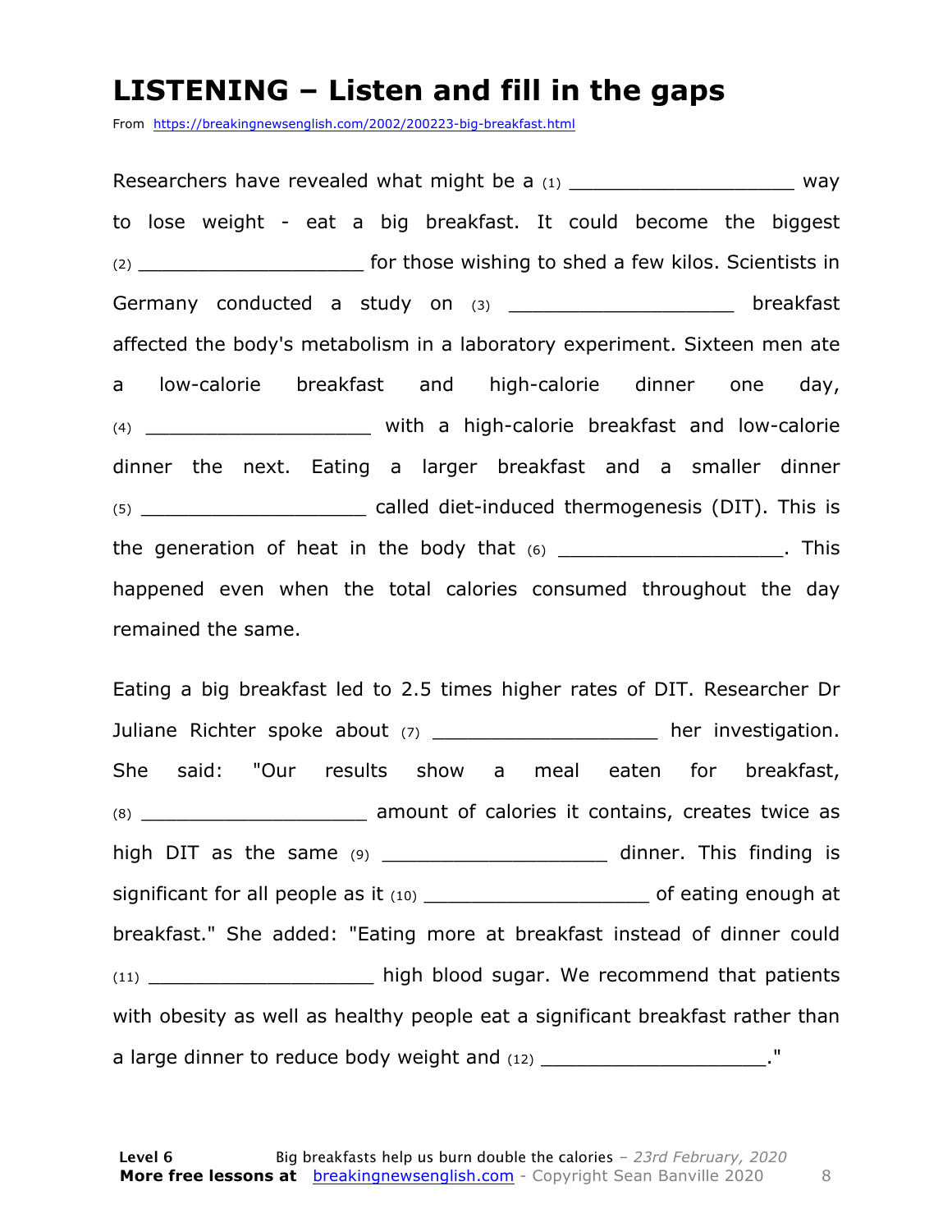# LISTENING – Listen and fill in the gaps

From https://breakingnewsenglish.com/2002/200223-big-breakfast.html

Researchers have revealed what might be a (1) ___________________ way to lose weight - eat a big breakfast. It could become the biggest (2) ___________________ for those wishing to shed a few kilos. Scientists in Germany conducted a study on (3) ___________________ breakfast affected the body's metabolism in a laboratory experiment. Sixteen men ate a low-calorie breakfast and high-calorie dinner one day, (4) ___________________ with a high-calorie breakfast and low-calorie dinner the next. Eating a larger breakfast and a smaller dinner (5) ___________________ called diet-induced thermogenesis (DIT). This is the generation of heat in the body that (6) ___________________. This happened even when the total calories consumed throughout the day remained the same.

Eating a big breakfast led to 2.5 times higher rates of DIT. Researcher Dr Juliane Richter spoke about (7) ___________________ her investigation. She said: "Our results show a meal eaten for breakfast, (8) ___________________ amount of calories it contains, creates twice as high DIT as the same (9) ___________________ dinner. This finding is significant for all people as it (10) ___________________ of eating enough at breakfast." She added: "Eating more at breakfast instead of dinner could (11) ___________________ high blood sugar. We recommend that patients with obesity as well as healthy people eat a significant breakfast rather than a large dinner to reduce body weight and (12) ___________________."

**Level 6** Big breakfasts help us burn double the calories *– 23rd February, 2020*
**More free lessons at** breakingnewsenglish.com - Copyright Sean Banville 2020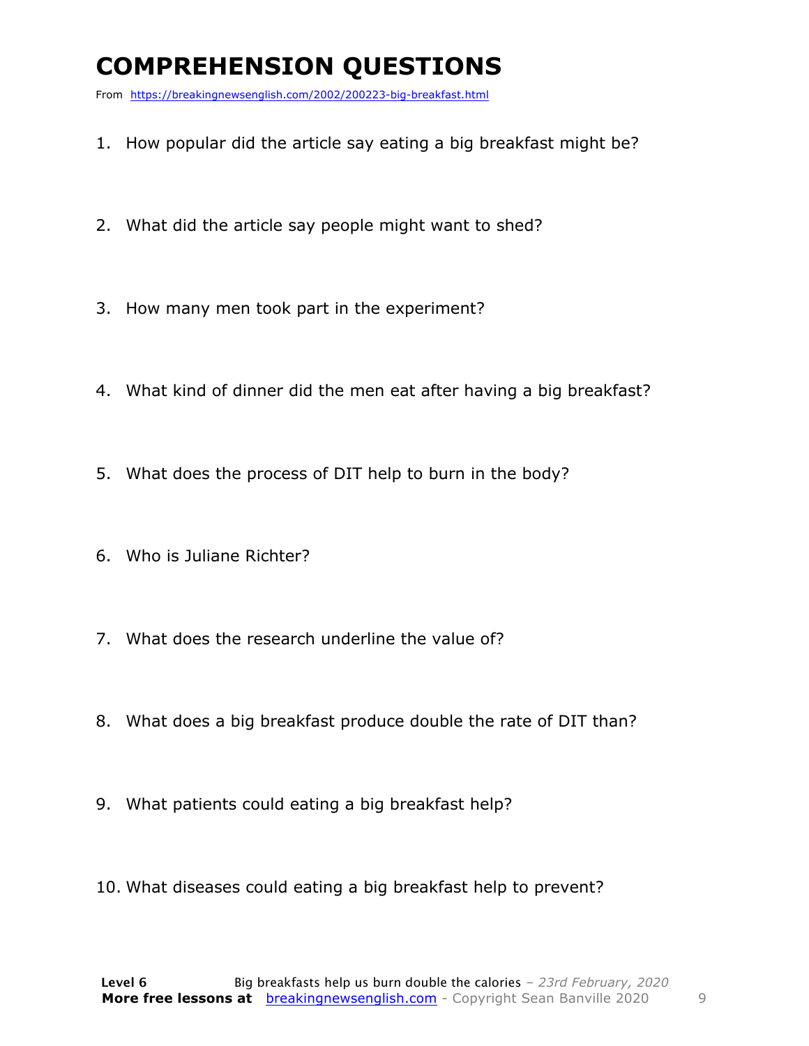# COMPREHENSION QUESTIONS

From https://breakingnewsenglish.com/2002/200223-big-breakfast.html

1. How popular did the article say eating a big breakfast might be?
2. What did the article say people might want to shed?
3. How many men took part in the experiment?
4. What kind of dinner did the men eat after having a big breakfast?
5. What does the process of DIT help to burn in the body?
6. Who is Juliane Richter?
7. What does the research underline the value of?
8. What does a big breakfast produce double the rate of DIT than?
9. What patients could eating a big breakfast help?
10. What diseases could eating a big breakfast help to prevent?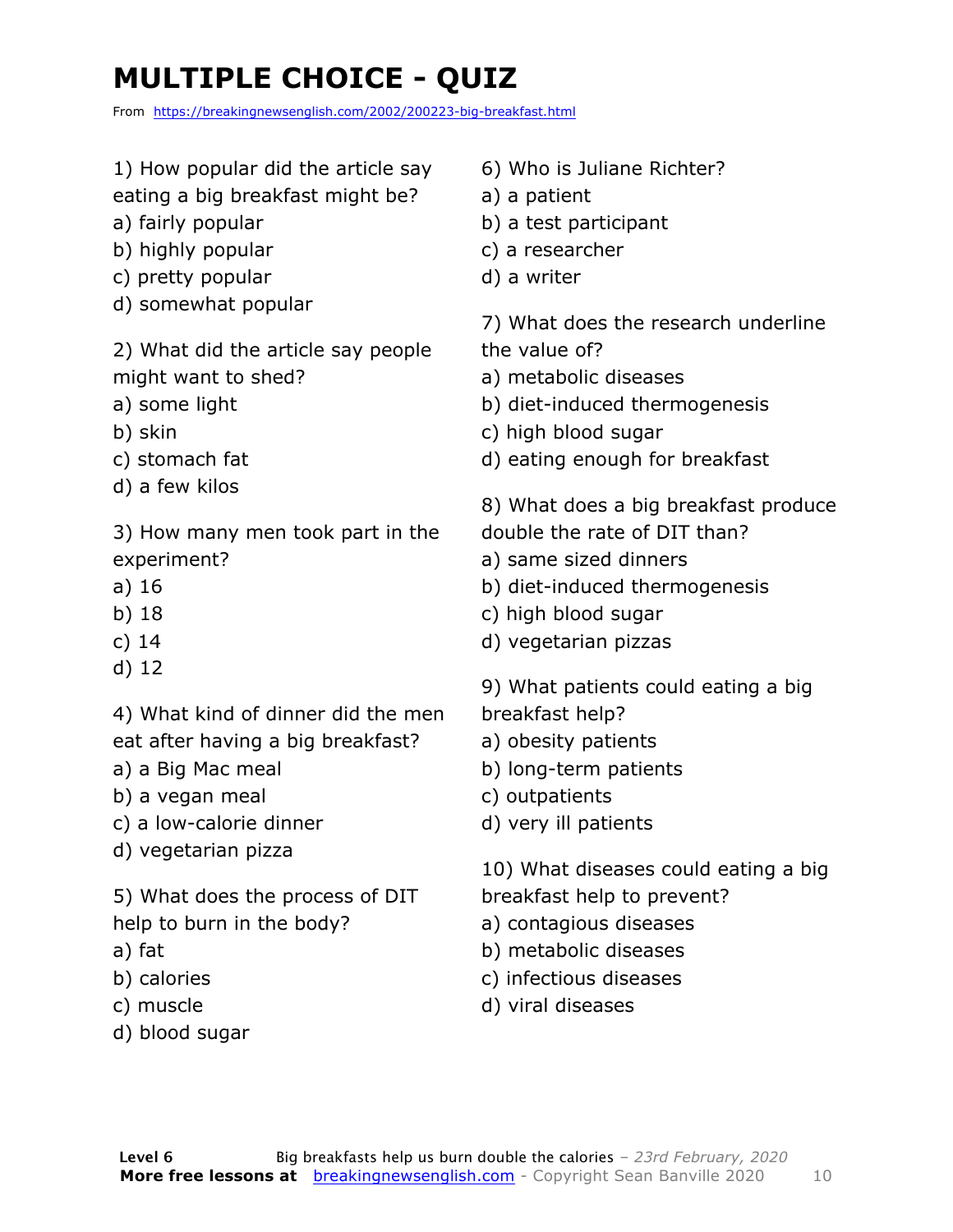# MULTIPLE CHOICE - QUIZ

From https://breakingnewsenglish.com/2002/200223-big-breakfast.html

1) How popular did the article say eating a big breakfast might be?
a) fairly popular
b) highly popular
c) pretty popular
d) somewhat popular

2) What did the article say people might want to shed?
a) some light
b) skin
c) stomach fat
d) a few kilos

3) How many men took part in the experiment?
a) 16
b) 18
c) 14
d) 12

4) What kind of dinner did the men eat after having a big breakfast?
a) a Big Mac meal
b) a vegan meal
c) a low-calorie dinner
d) vegetarian pizza

5) What does the process of DIT help to burn in the body?
a) fat
b) calories
c) muscle
d) blood sugar

6) Who is Juliane Richter?
a) a patient
b) a test participant
c) a researcher
d) a writer

7) What does the research underline the value of?
a) metabolic diseases
b) diet-induced thermogenesis
c) high blood sugar
d) eating enough for breakfast

8) What does a big breakfast produce double the rate of DIT than?
a) same sized dinners
b) diet-induced thermogenesis
c) high blood sugar
d) vegetarian pizzas

9) What patients could eating a big breakfast help?
a) obesity patients
b) long-term patients
c) outpatients
d) very ill patients

10) What diseases could eating a big breakfast help to prevent?
a) contagious diseases
b) metabolic diseases
c) infectious diseases
d) viral diseases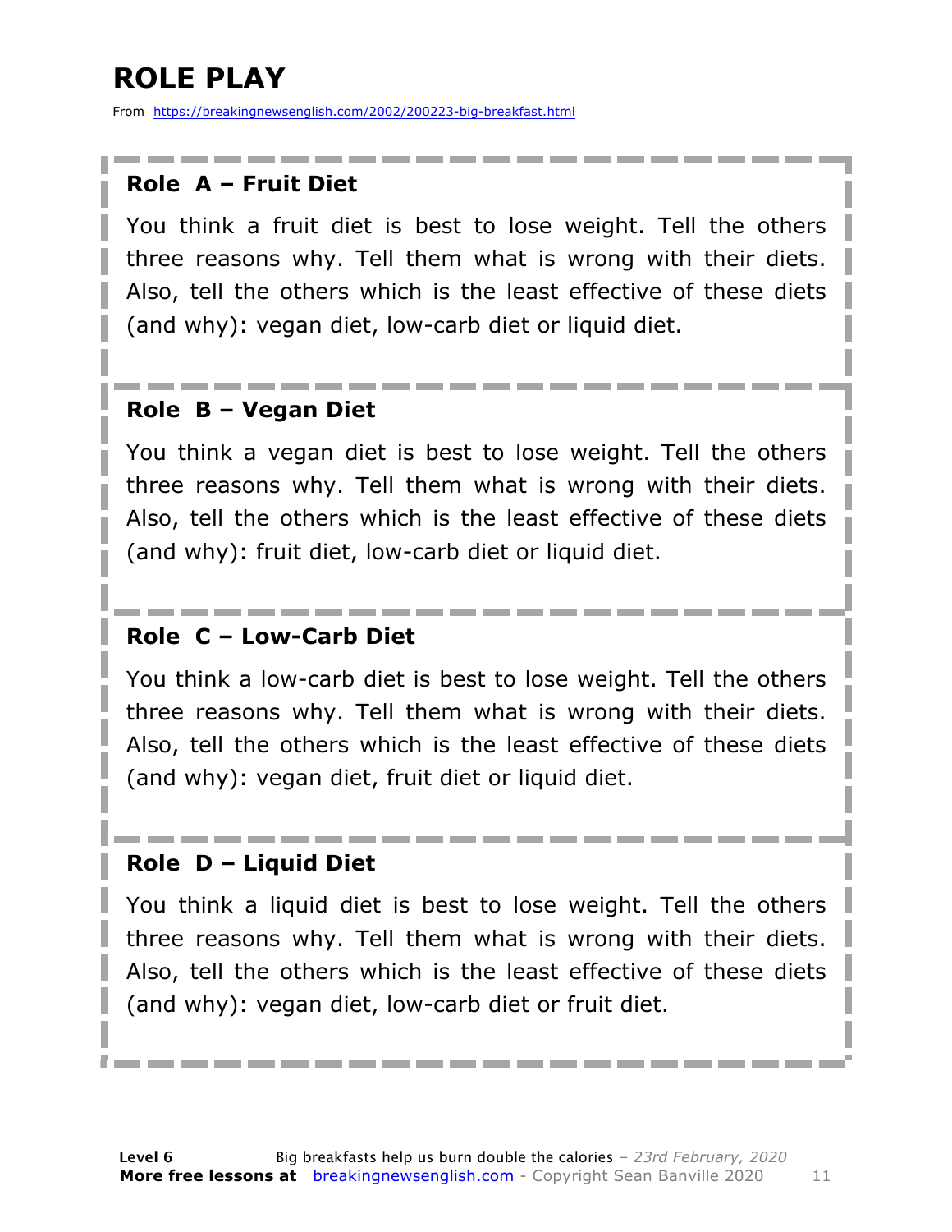# ROLE PLAY

From https://breakingnewsenglish.com/2002/200223-big-breakfast.html

### Role A – Fruit Diet

You think a fruit diet is best to lose weight. Tell the others three reasons why. Tell them what is wrong with their diets. Also, tell the others which is the least effective of these diets (and why): vegan diet, low-carb diet or liquid diet.

### Role B – Vegan Diet

You think a vegan diet is best to lose weight. Tell the others three reasons why. Tell them what is wrong with their diets. Also, tell the others which is the least effective of these diets (and why): fruit diet, low-carb diet or liquid diet.

### Role C – Low-Carb Diet

You think a low-carb diet is best to lose weight. Tell the others three reasons why. Tell them what is wrong with their diets. Also, tell the others which is the least effective of these diets (and why): vegan diet, fruit diet or liquid diet.

### Role D – Liquid Diet

You think a liquid diet is best to lose weight. Tell the others three reasons why. Tell them what is wrong with their diets. Also, tell the others which is the least effective of these diets (and why): vegan diet, low-carb diet or fruit diet.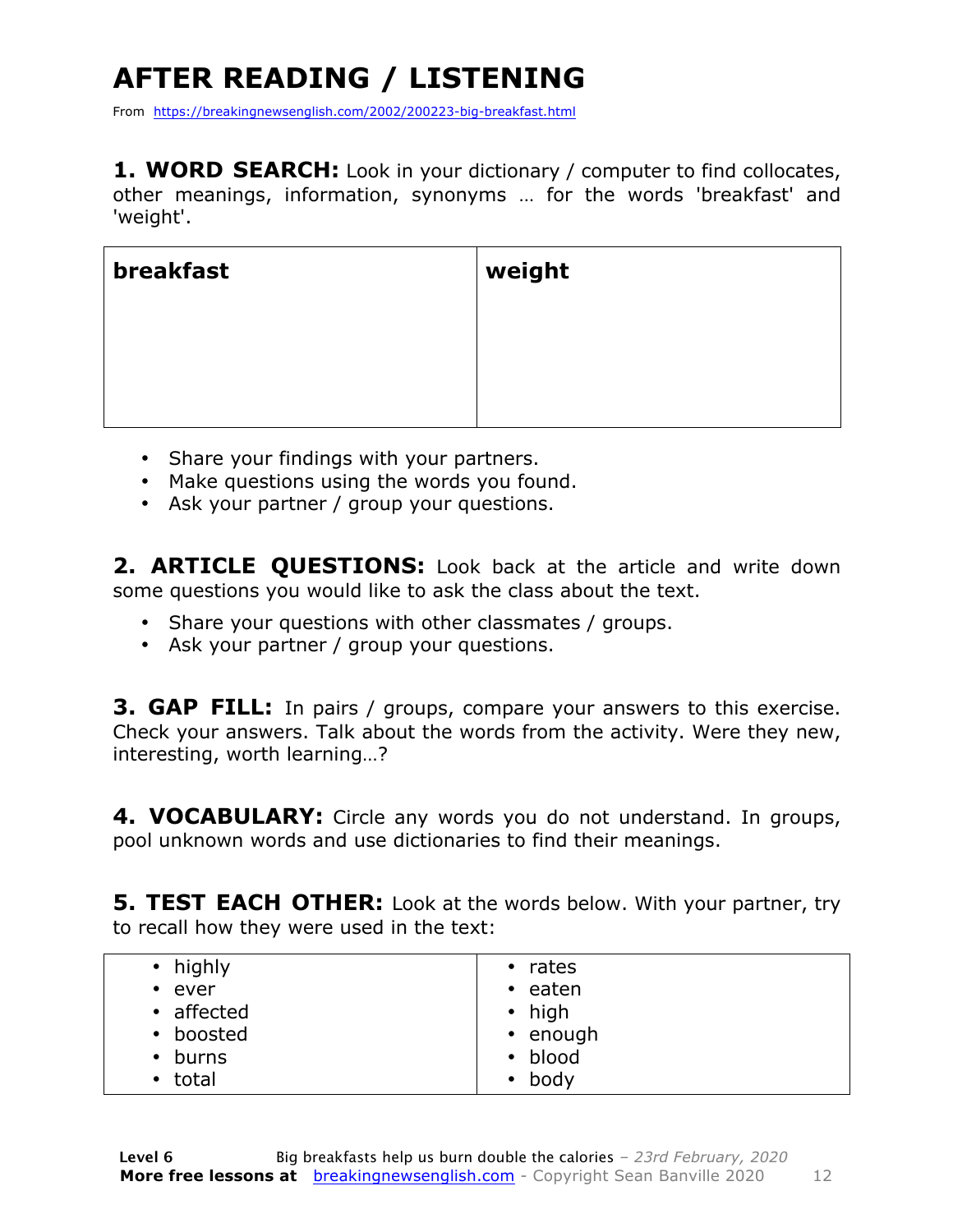# AFTER READING / LISTENING

From https://breakingnewsenglish.com/2002/200223-big-breakfast.html

**1. WORD SEARCH:** Look in your dictionary / computer to find collocates, other meanings, information, synonyms … for the words 'breakfast' and 'weight'.

| **breakfast** | **weight** |
|---|---|
| | |

- Share your findings with your partners.
- Make questions using the words you found.
- Ask your partner / group your questions.

**2. ARTICLE QUESTIONS:** Look back at the article and write down some questions you would like to ask the class about the text.

- Share your questions with other classmates / groups.
- Ask your partner / group your questions.

**3. GAP FILL:** In pairs / groups, compare your answers to this exercise. Check your answers. Talk about the words from the activity. Were they new, interesting, worth learning…?

**4. VOCABULARY:** Circle any words you do not understand. In groups, pool unknown words and use dictionaries to find their meanings.

**5. TEST EACH OTHER:** Look at the words below. With your partner, try to recall how they were used in the text:

| | |
|---|---|
| • highly<br>• ever<br>• affected<br>• boosted<br>• burns<br>• total | • rates<br>• eaten<br>• high<br>• enough<br>• blood<br>• body |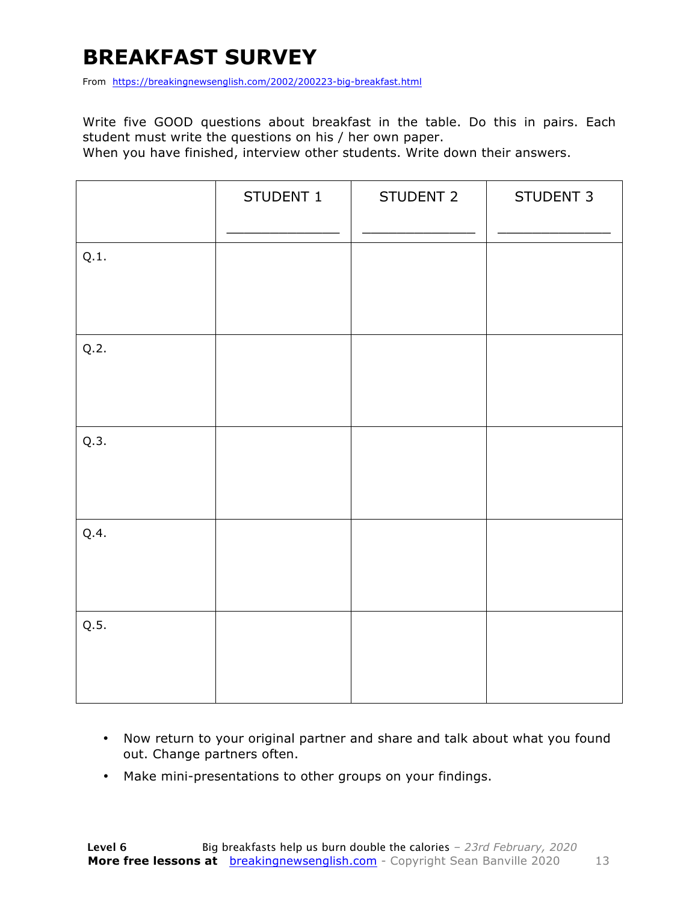# BREAKFAST SURVEY

From https://breakingnewsenglish.com/2002/200223-big-breakfast.html

Write five GOOD questions about breakfast in the table. Do this in pairs. Each student must write the questions on his / her own paper.
When you have finished, interview other students. Write down their answers.

| | STUDENT 1<br>_____________ | STUDENT 2<br>_____________ | STUDENT 3<br>_____________ |
|---|---|---|---|
| Q.1. | | | |
| Q.2. | | | |
| Q.3. | | | |
| Q.4. | | | |
| Q.5. | | | |

- Now return to your original partner and share and talk about what you found out. Change partners often.
- Make mini-presentations to other groups on your findings.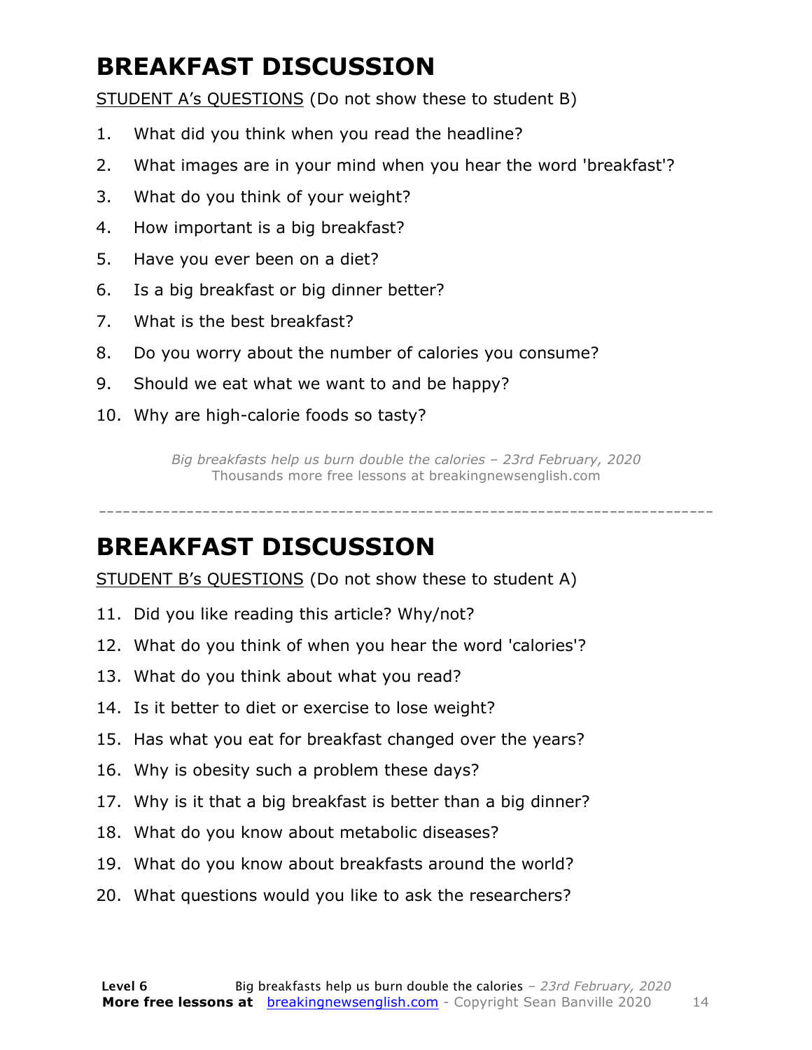# BREAKFAST DISCUSSION

STUDENT A's QUESTIONS (Do not show these to student B)

1. What did you think when you read the headline?
2. What images are in your mind when you hear the word 'breakfast'?
3. What do you think of your weight?
4. How important is a big breakfast?
5. Have you ever been on a diet?
6. Is a big breakfast or big dinner better?
7. What is the best breakfast?
8. Do you worry about the number of calories you consume?
9. Should we eat what we want to and be happy?
10. Why are high-calorie foods so tasty?

*Big breakfasts help us burn double the calories – 23rd February, 2020*
Thousands more free lessons at breakingnewsenglish.com

---

# BREAKFAST DISCUSSION

STUDENT B's QUESTIONS (Do not show these to student A)

11. Did you like reading this article? Why/not?
12. What do you think of when you hear the word 'calories'?
13. What do you think about what you read?
14. Is it better to diet or exercise to lose weight?
15. Has what you eat for breakfast changed over the years?
16. Why is obesity such a problem these days?
17. Why is it that a big breakfast is better than a big dinner?
18. What do you know about metabolic diseases?
19. What do you know about breakfasts around the world?
20. What questions would you like to ask the researchers?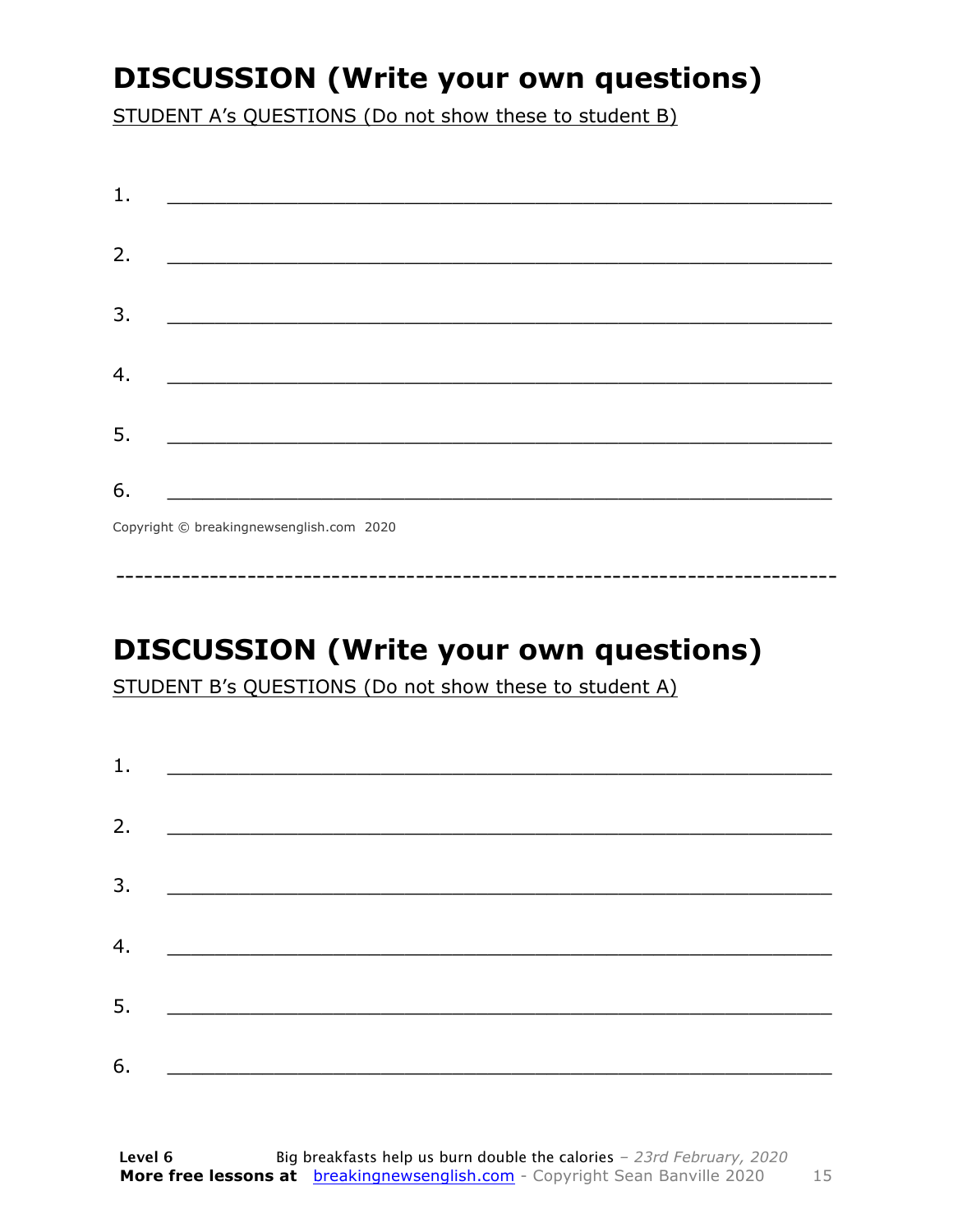## DISCUSSION (Write your own questions)

STUDENT A's QUESTIONS (Do not show these to student B)

1. ___________________________________________________________

2. ___________________________________________________________

3. ___________________________________________________________

4. ___________________________________________________________

5. ___________________________________________________________

6. ___________________________________________________________

Copyright © breakingnewsenglish.com 2020

---

## DISCUSSION (Write your own questions)

STUDENT B's QUESTIONS (Do not show these to student A)

1. ___________________________________________________________

2. ___________________________________________________________

3. ___________________________________________________________

4. ___________________________________________________________

5. ___________________________________________________________

6. ___________________________________________________________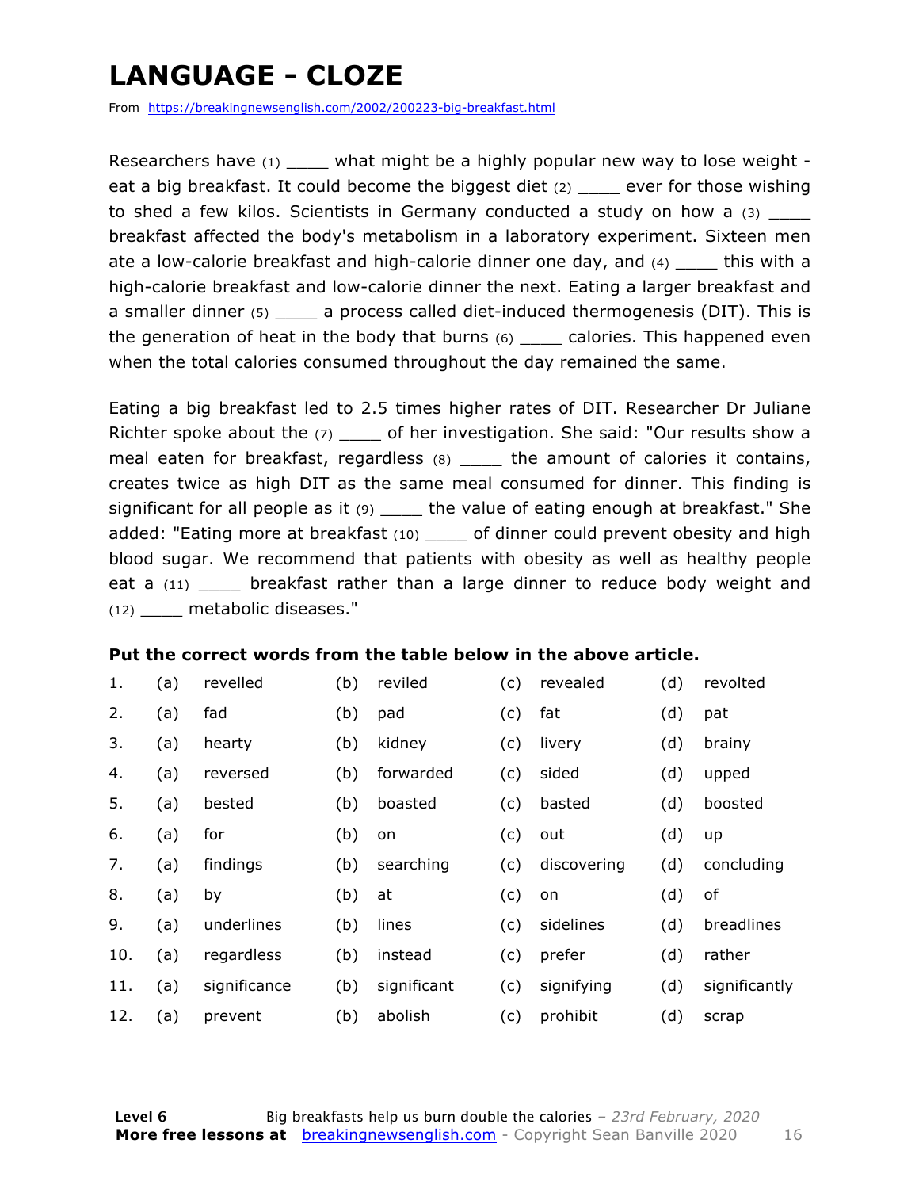# LANGUAGE - CLOZE

From https://breakingnewsenglish.com/2002/200223-big-breakfast.html

Researchers have (1) ____ what might be a highly popular new way to lose weight - eat a big breakfast. It could become the biggest diet (2) ____ ever for those wishing to shed a few kilos. Scientists in Germany conducted a study on how a (3) ____ breakfast affected the body's metabolism in a laboratory experiment. Sixteen men ate a low-calorie breakfast and high-calorie dinner one day, and (4) ____ this with a high-calorie breakfast and low-calorie dinner the next. Eating a larger breakfast and a smaller dinner (5) ____ a process called diet-induced thermogenesis (DIT). This is the generation of heat in the body that burns (6) ____ calories. This happened even when the total calories consumed throughout the day remained the same.

Eating a big breakfast led to 2.5 times higher rates of DIT. Researcher Dr Juliane Richter spoke about the (7) ____ of her investigation. She said: "Our results show a meal eaten for breakfast, regardless (8) ____ the amount of calories it contains, creates twice as high DIT as the same meal consumed for dinner. This finding is significant for all people as it (9) ____ the value of eating enough at breakfast." She added: "Eating more at breakfast (10) ____ of dinner could prevent obesity and high blood sugar. We recommend that patients with obesity as well as healthy people eat a (11) ____ breakfast rather than a large dinner to reduce body weight and (12) ____ metabolic diseases."

**Put the correct words from the table below in the above article.**

| | | | | | | | | |
|---|---|---|---|---|---|---|---|---|
| 1. | (a) | revelled | (b) | reviled | (c) | revealed | (d) | revolted |
| 2. | (a) | fad | (b) | pad | (c) | fat | (d) | pat |
| 3. | (a) | hearty | (b) | kidney | (c) | livery | (d) | brainy |
| 4. | (a) | reversed | (b) | forwarded | (c) | sided | (d) | upped |
| 5. | (a) | bested | (b) | boasted | (c) | basted | (d) | boosted |
| 6. | (a) | for | (b) | on | (c) | out | (d) | up |
| 7. | (a) | findings | (b) | searching | (c) | discovering | (d) | concluding |
| 8. | (a) | by | (b) | at | (c) | on | (d) | of |
| 9. | (a) | underlines | (b) | lines | (c) | sidelines | (d) | breadlines |
| 10. | (a) | regardless | (b) | instead | (c) | prefer | (d) | rather |
| 11. | (a) | significance | (b) | significant | (c) | signifying | (d) | significantly |
| 12. | (a) | prevent | (b) | abolish | (c) | prohibit | (d) | scrap |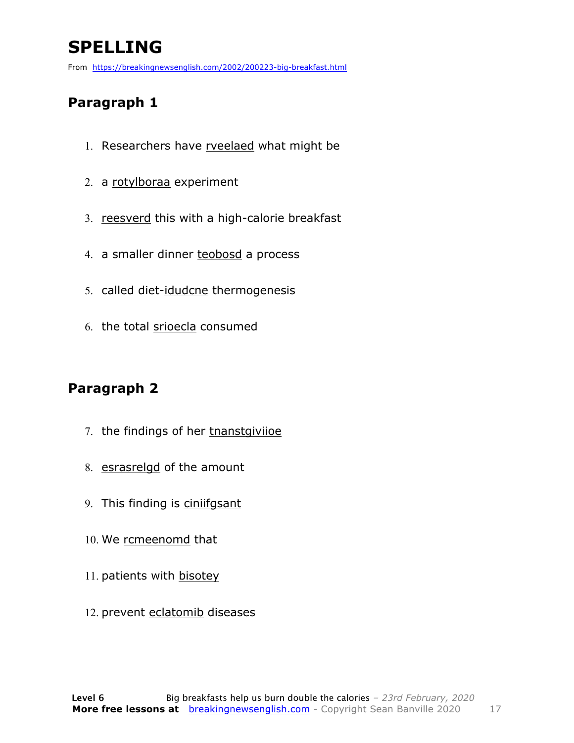# SPELLING

From https://breakingnewsenglish.com/2002/200223-big-breakfast.html

## Paragraph 1

1. Researchers have rveelaed what might be
2. a rotylboraa experiment
3. reesverd this with a high-calorie breakfast
4. a smaller dinner teobosd a process
5. called diet-idudcne thermogenesis
6. the total srioecla consumed

## Paragraph 2

7. the findings of her tnanstgiviioe
8. esrasrelgd of the amount
9. This finding is ciniifgsant
10. We rcmeenomd that
11. patients with bisotey
12. prevent eclatomib diseases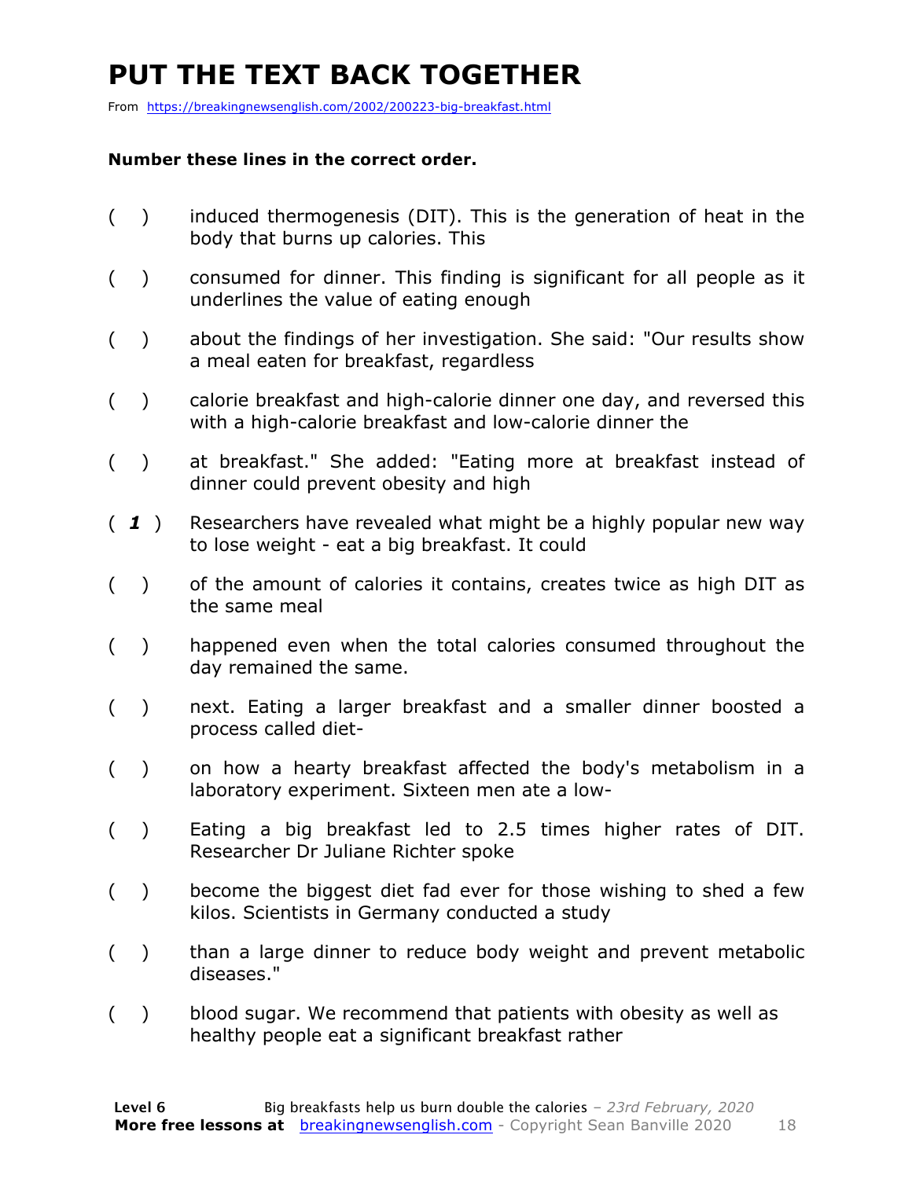# PUT THE TEXT BACK TOGETHER

From https://breakingnewsenglish.com/2002/200223-big-breakfast.html

**Number these lines in the correct order.**

( ) induced thermogenesis (DIT). This is the generation of heat in the body that burns up calories. This

( ) consumed for dinner. This finding is significant for all people as it underlines the value of eating enough

( ) about the findings of her investigation. She said: "Our results show a meal eaten for breakfast, regardless

( ) calorie breakfast and high-calorie dinner one day, and reversed this with a high-calorie breakfast and low-calorie dinner the

( ) at breakfast." She added: "Eating more at breakfast instead of dinner could prevent obesity and high

( ***1*** ) Researchers have revealed what might be a highly popular new way to lose weight - eat a big breakfast. It could

( ) of the amount of calories it contains, creates twice as high DIT as the same meal

( ) happened even when the total calories consumed throughout the day remained the same.

( ) next. Eating a larger breakfast and a smaller dinner boosted a process called diet-

( ) on how a hearty breakfast affected the body's metabolism in a laboratory experiment. Sixteen men ate a low-

( ) Eating a big breakfast led to 2.5 times higher rates of DIT. Researcher Dr Juliane Richter spoke

( ) become the biggest diet fad ever for those wishing to shed a few kilos. Scientists in Germany conducted a study

( ) than a large dinner to reduce body weight and prevent metabolic diseases."

( ) blood sugar. We recommend that patients with obesity as well as healthy people eat a significant breakfast rather

**Level 6** Big breakfasts help us burn double the calories – *23rd February, 2020*
**More free lessons at** breakingnewsenglish.com - Copyright Sean Banville 2020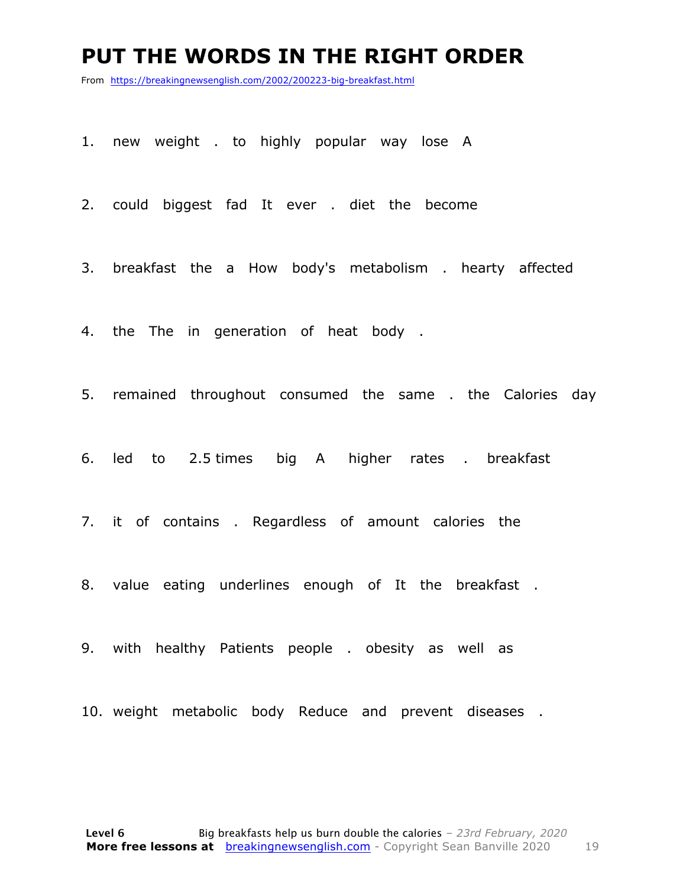# PUT THE WORDS IN THE RIGHT ORDER

From https://breakingnewsenglish.com/2002/200223-big-breakfast.html

1. new weight . to highly popular way lose A

2. could biggest fad It ever . diet the become

3. breakfast the a How body's metabolism . hearty affected

4. the The in generation of heat body .

5. remained throughout consumed the same . the Calories day

6. led to 2.5 times big A higher rates . breakfast

7. it of contains . Regardless of amount calories the

8. value eating underlines enough of It the breakfast .

9. with healthy Patients people . obesity as well as

10. weight metabolic body Reduce and prevent diseases .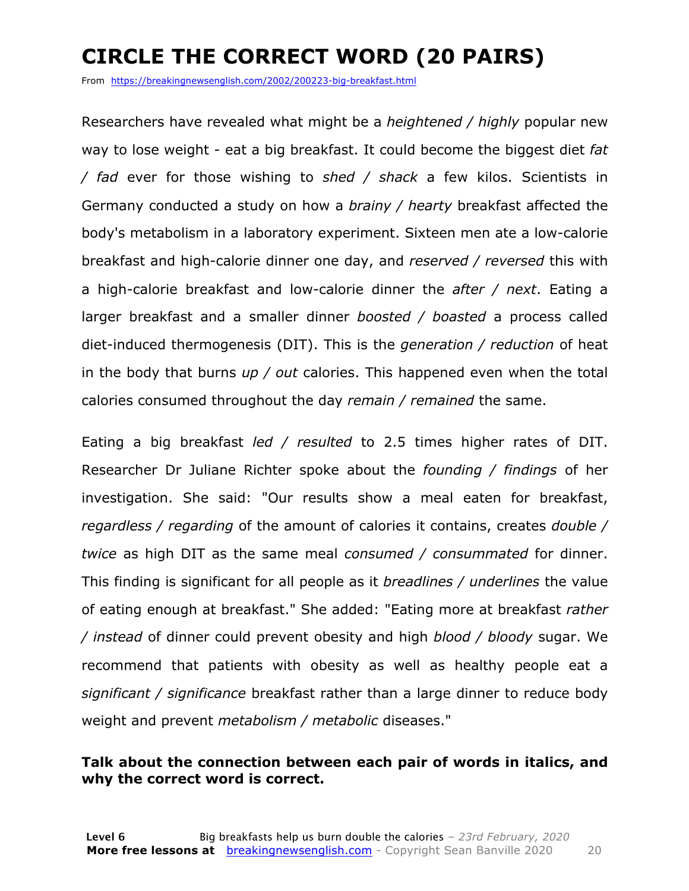# CIRCLE THE CORRECT WORD (20 PAIRS)

From https://breakingnewsenglish.com/2002/200223-big-breakfast.html

Researchers have revealed what might be a *heightened / highly* popular new way to lose weight - eat a big breakfast. It could become the biggest diet *fat / fad* ever for those wishing to *shed / shack* a few kilos. Scientists in Germany conducted a study on how a *brainy / hearty* breakfast affected the body's metabolism in a laboratory experiment. Sixteen men ate a low-calorie breakfast and high-calorie dinner one day, and *reserved / reversed* this with a high-calorie breakfast and low-calorie dinner the *after / next*. Eating a larger breakfast and a smaller dinner *boosted / boasted* a process called diet-induced thermogenesis (DIT). This is the *generation / reduction* of heat in the body that burns *up / out* calories. This happened even when the total calories consumed throughout the day *remain / remained* the same.

Eating a big breakfast *led / resulted* to 2.5 times higher rates of DIT. Researcher Dr Juliane Richter spoke about the *founding / findings* of her investigation. She said: "Our results show a meal eaten for breakfast, *regardless / regarding* of the amount of calories it contains, creates *double / twice* as high DIT as the same meal *consumed / consummated* for dinner. This finding is significant for all people as it *breadlines / underlines* the value of eating enough at breakfast." She added: "Eating more at breakfast *rather / instead* of dinner could prevent obesity and high *blood / bloody* sugar. We recommend that patients with obesity as well as healthy people eat a *significant / significance* breakfast rather than a large dinner to reduce body weight and prevent *metabolism / metabolic* diseases."

**Talk about the connection between each pair of words in italics, and why the correct word is correct.**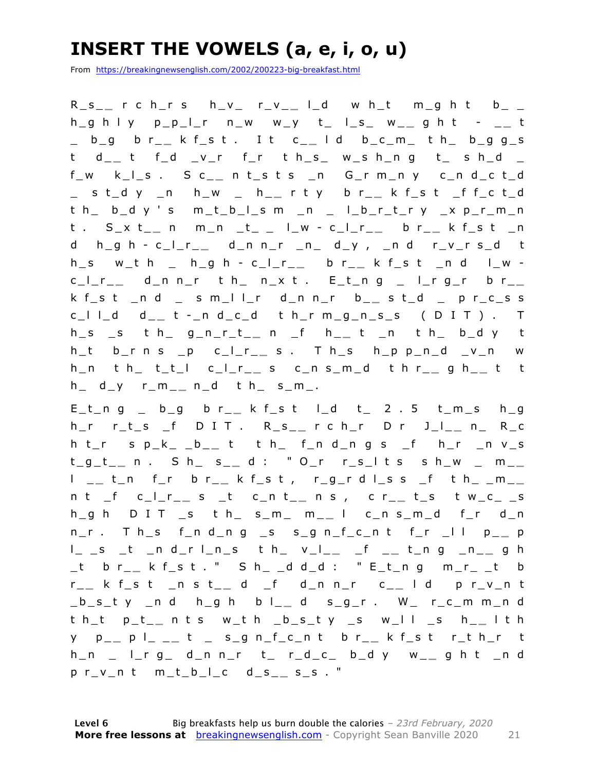# INSERT THE VOWELS (a, e, i, o, u)

From https://breakingnewsenglish.com/2002/200223-big-breakfast.html

R_s_ _ r c h_r s h_v_ r_v_ _ l_d w h_t m_g h t b_ _ h_g h l y p_p_l_r n_w w_y t_ l_s_ w_ _ g h t - _ _ t _ b_g b r_ _ k f_s t . I t c_ _ l d b_c_m_ t h_ b_g g_s t d_ _ t f_d _v_r f_r t h_s_ w_s h_n g t_ s h_d _ f_w k_l_s . S c_ _ n t_s t s _n G_r m_n y c_n d_c t_d _ s t_d y _n h_w _ h_ _ r t y b r_ _ k f_s t _f f_c t_d t h_ b_d y ' s m_t_b_l_s m _n _ l_b_r_t_r y _x p_r_m_n t . S_x t_ _ n m_n _t_ _ l_w - c_l_r_ _ b r_ _ k f_s t _n d h_g h - c_l_r_ _ d_n n_r _n_ d_y , _n d r_v_r s_d t h_s w_t h _ h_g h - c_l_r_ _ b r_ _ k f_s t _n d l_w - c_l_r_ _ d_n n_r t h_ n_x t . E_t_n g _ l_r g_r b r_ _ k f_s t _n d _ s m_l l_r d_n n_r b_ _ s t_d _ p r_c_s s c_l l_d d_ _ t - _n d_c_d t h_r m_g_n_s_s ( D I T ) . T h_s _s t h_ g_n_r_t_ _ n _f h_ _ t _n t h_ b_d y t h_t b_r n s _p c_l_r_ _ s . T h_s h_p p_n_d _v_n w h_n t h_ t_t_l c_l_r_ _ s c_n s_m_d t h r_ _ g h_ _ t t h_ d_y r_m_ _ n_d t h_ s_m_.

E_t_n g _ b_g b r_ _ k f_s t l_d t_ 2 . 5 t_m_s h_g h_r r_t_s _f D I T . R_s_ _ r c h_r D r J_l_ _ n_ R_c h t_r s p_k_ _b_ _ t t h_ f_n d_n g s _f h_r _n v_s t_g_t_ _ n . S h_ s_ _ d : " O_r r_s_l t s s h_w _ m_ _ l _ _ t_n f_r b r_ _ k f_s t , r_g_r d l_s s _f t h_ _m_ _ n t _f c_l_r_ _ s _t c_n t_ _ n s , c r_ _ t_s t w_c_ _s h_g h D I T _s t h_ s_m_ m_ _ l c_n s_m_d f_r d_n n_r . T h_s f_n d_n g _s s_g n_f_c_n t f_r _l l p_ _ p l_ _s _t _n d_r l_n_s t h_ v_l_ _ _f _ _ t_n g _n_ _ g h _t b r_ _ k f_s t . " S h_ _d d_d : " E_t_n g m_r_ _t b r_ _ k f_s t _n s t_ _ d _f d_n n_r c_ _ l d p r_v_n t _b_s_t y _n d h_g h b l_ _ d s_g_r . W_ r_c_m m_n d t h_t p_t_ _ n t s w_t h _b_s_t y _s w_l l _s h_ _ l t h y p_ _ p l_ _ _ t _ s_g n_f_c_n t b r_ _ k f_s t r_t h_r t h_n _ l_r g_ d_n n_r t_ r_d_c_ b_d y w_ _ g h t _n d p r_v_n t m_t_b_l_c d_s_ _ s_s . "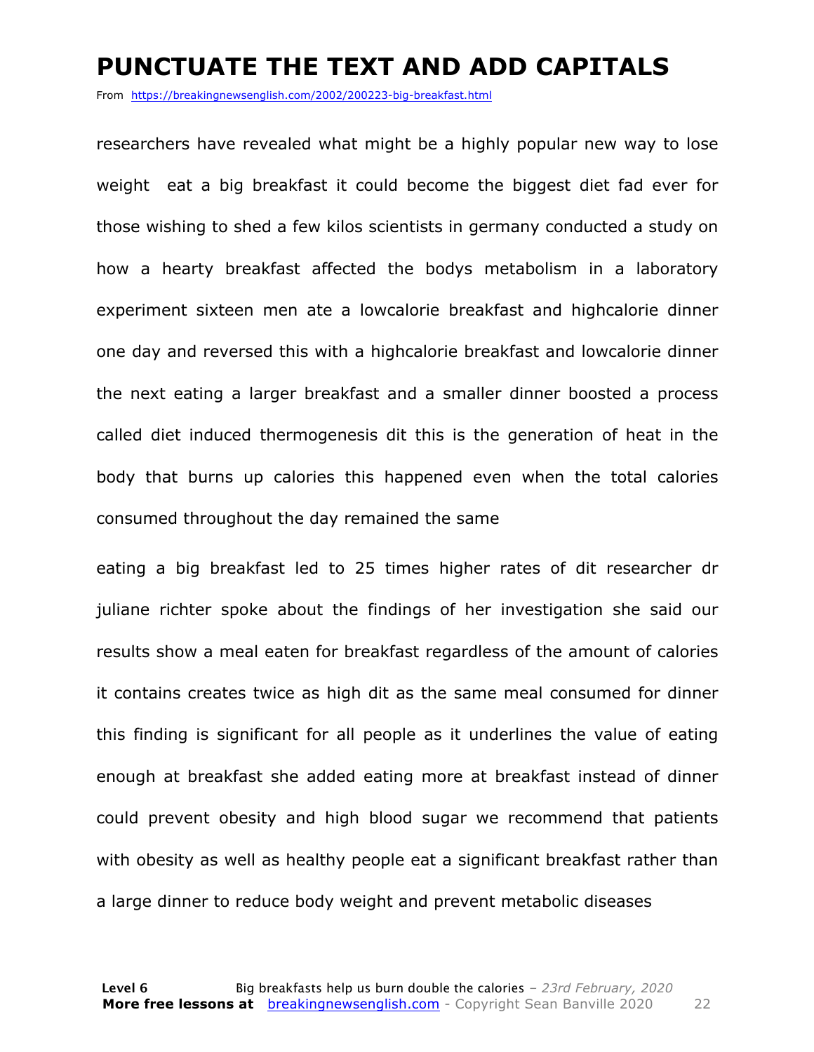# PUNCTUATE THE TEXT AND ADD CAPITALS

From https://breakingnewsenglish.com/2002/200223-big-breakfast.html

researchers have revealed what might be a highly popular new way to lose weight  eat a big breakfast it could become the biggest diet fad ever for those wishing to shed a few kilos scientists in germany conducted a study on how a hearty breakfast affected the bodys metabolism in a laboratory experiment sixteen men ate a lowcalorie breakfast and highcalorie dinner one day and reversed this with a highcalorie breakfast and lowcalorie dinner the next eating a larger breakfast and a smaller dinner boosted a process called diet induced thermogenesis dit this is the generation of heat in the body that burns up calories this happened even when the total calories consumed throughout the day remained the same

eating a big breakfast led to 25 times higher rates of dit researcher dr juliane richter spoke about the findings of her investigation she said our results show a meal eaten for breakfast regardless of the amount of calories it contains creates twice as high dit as the same meal consumed for dinner this finding is significant for all people as it underlines the value of eating enough at breakfast she added eating more at breakfast instead of dinner could prevent obesity and high blood sugar we recommend that patients with obesity as well as healthy people eat a significant breakfast rather than a large dinner to reduce body weight and prevent metabolic diseases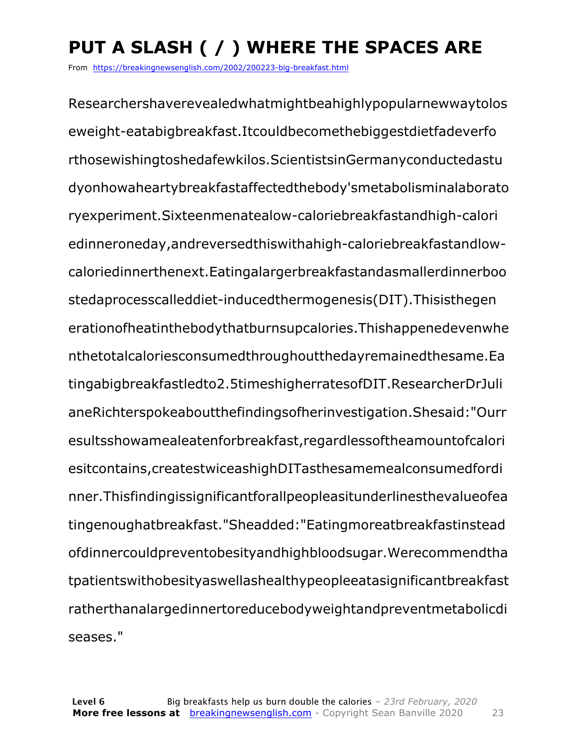# PUT A SLASH ( / ) WHERE THE SPACES ARE

From https://breakingnewsenglish.com/2002/200223-big-breakfast.html

Researchershaverevealedwhatmightbeahighlypopularnewwaytolos
eweight-eatabigbreakfast.Itcouldbecomethebiggestdietfadeverfo
rthosewishingtoshedafewkilos.ScientistsinGermanyconductedastu
dyonhowaheartybreakfastaffectedthebody'smetabolisminalaborato
ryexperiment.Sixteenmenatealow-caloriebreakfastandhigh-calori
edinneroneday,andreversedthiswithahigh-caloriebreakfastandlow-
caloriedinnerthenext.Eatingalargerbreakfastandasmallerdinnerboo
stedaprocesscalleddiet-inducedthermogenesis(DIT).Thisisthegen
erationofheatinthebodythatburnsupcalories.Thishappenedevenwhe
nthetotalcaloriesconsumedthroughoutthedayremainedthesame.Ea
tingabigbreakfastledto2.5timeshigherratesofDIT.ResearcherDrJuli
aneRichterspokeaboutthefindingsofherinvestigation.Shesaid:"Ourr
esultsshowamealeatenforbreakfast,regardlessoftheamountofcalori
esitcontains,createstwiceashighDITasthesamemealconsumedfordi
nner.Thisfindingissignificantforallpeopleasitunderlinesthevalueofea
tingenoughatbreakfast."Sheadded:"Eatingmoreatbreakfastinstead
ofdinnercouldpreventobesityandhighbloodsugar.Werecommendtha
tpatientswithobesityaswellashealthypeopleeatasignificantbreakfast
ratherthanalargedinnertoreducebodyweightandpreventmetabolicdi
seases."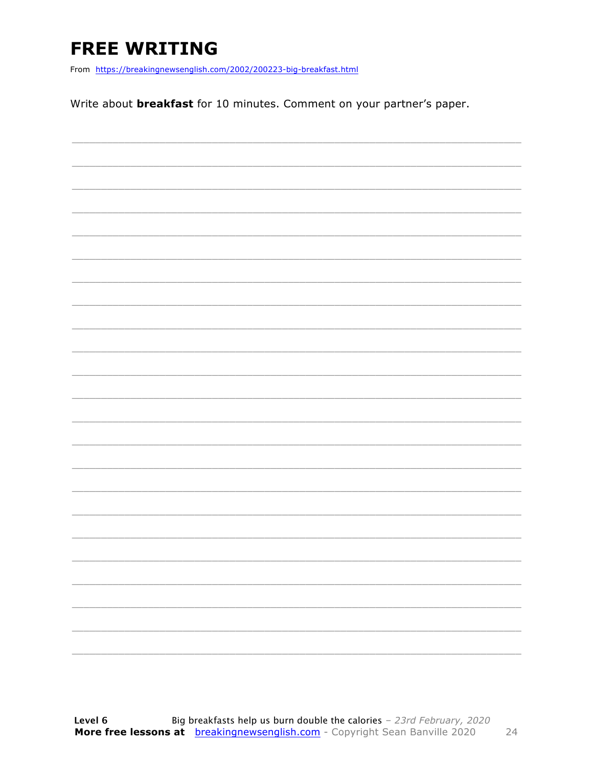# FREE WRITING

From https://breakingnewsenglish.com/2002/200223-big-breakfast.html

Write about **breakfast** for 10 minutes. Comment on your partner's paper.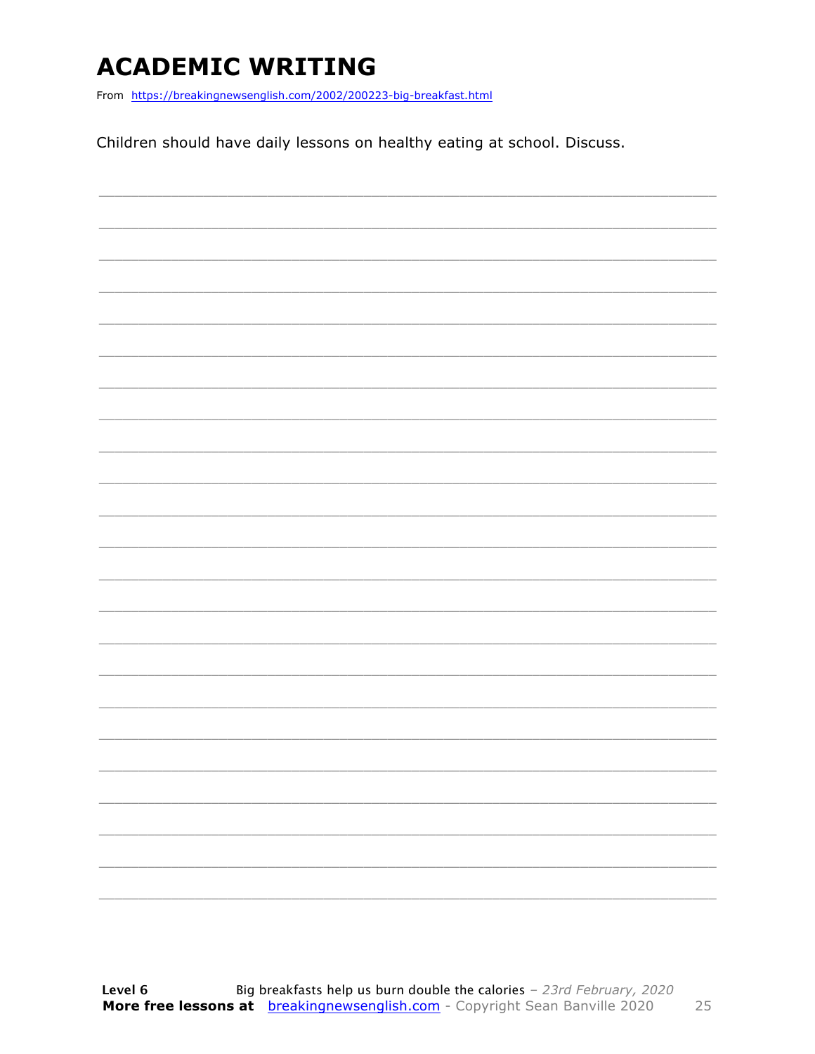# ACADEMIC WRITING

From https://breakingnewsenglish.com/2002/200223-big-breakfast.html

Children should have daily lessons on healthy eating at school. Discuss.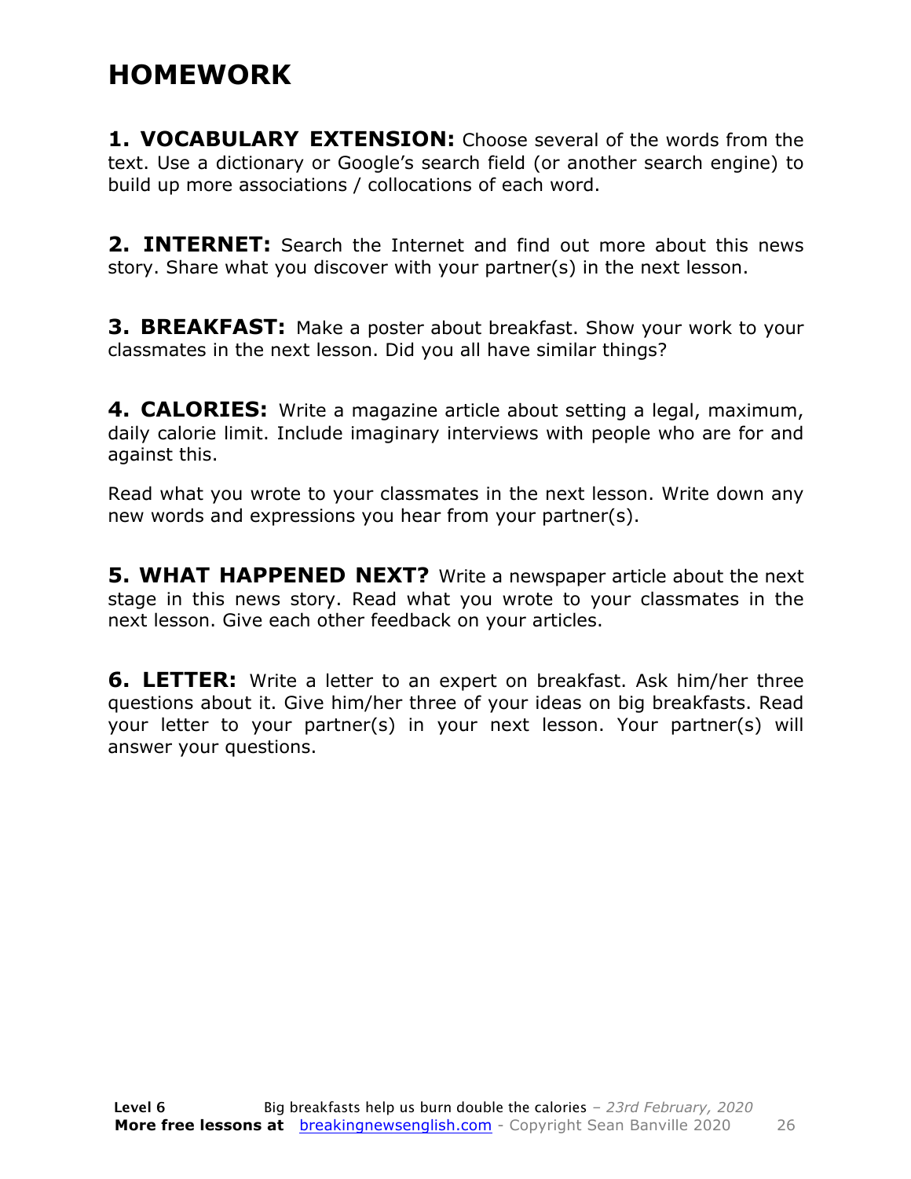# HOMEWORK

**1. VOCABULARY EXTENSION:** Choose several of the words from the text. Use a dictionary or Google's search field (or another search engine) to build up more associations / collocations of each word.

**2. INTERNET:** Search the Internet and find out more about this news story. Share what you discover with your partner(s) in the next lesson.

**3. BREAKFAST:** Make a poster about breakfast. Show your work to your classmates in the next lesson. Did you all have similar things?

**4. CALORIES:** Write a magazine article about setting a legal, maximum, daily calorie limit. Include imaginary interviews with people who are for and against this.

Read what you wrote to your classmates in the next lesson. Write down any new words and expressions you hear from your partner(s).

**5. WHAT HAPPENED NEXT?** Write a newspaper article about the next stage in this news story. Read what you wrote to your classmates in the next lesson. Give each other feedback on your articles.

**6. LETTER:** Write a letter to an expert on breakfast. Ask him/her three questions about it. Give him/her three of your ideas on big breakfasts. Read your letter to your partner(s) in your next lesson. Your partner(s) will answer your questions.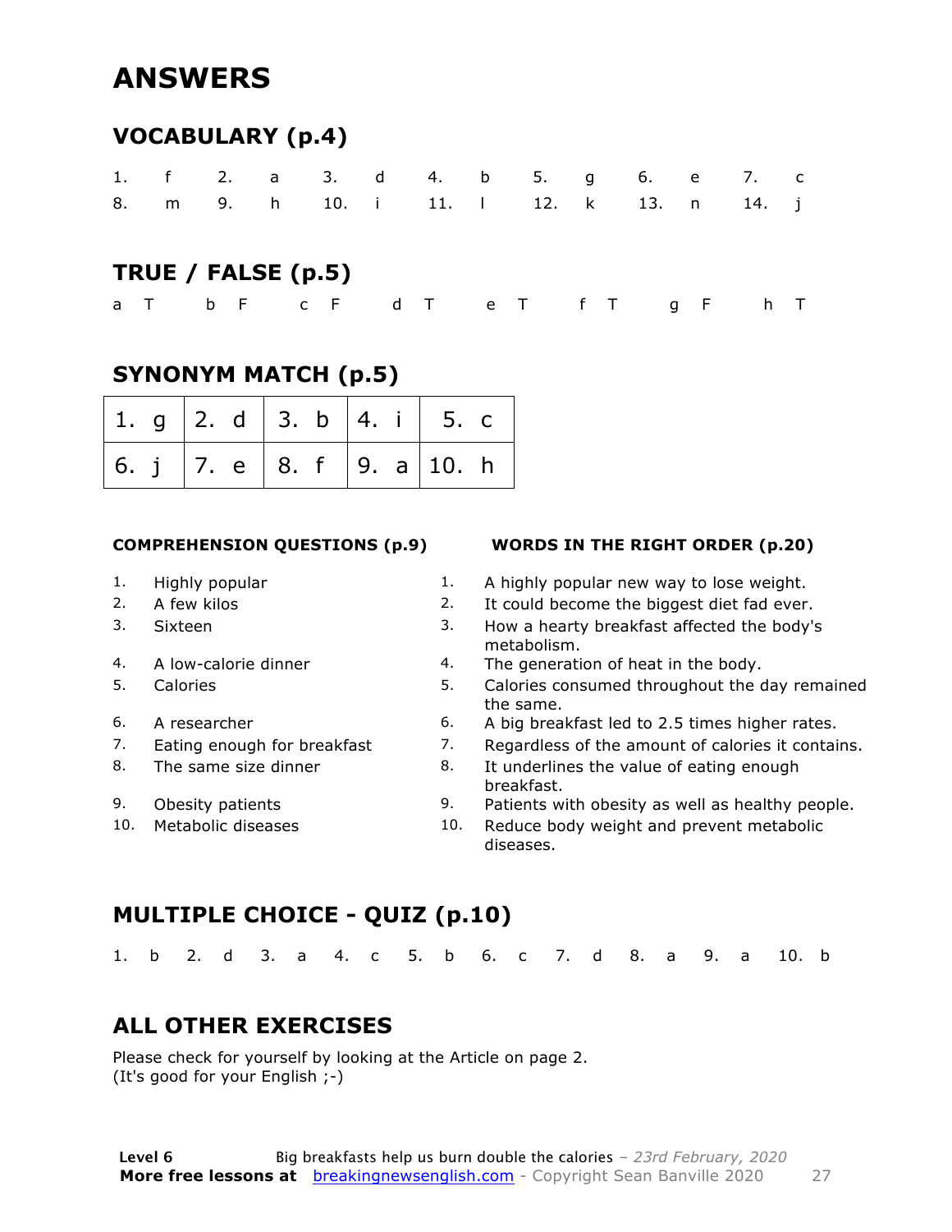# ANSWERS

## VOCABULARY (p.4)

| | | | | | | |
|---|---|---|---|---|---|---|
| 1. f | 2. a | 3. d | 4. b | 5. g | 6. e | 7. c |
| 8. m | 9. h | 10. i | 11. l | 12. k | 13. n | 14. j |

## TRUE / FALSE (p.5)

a T b F c F d T e T f T g F h T

## SYNONYM MATCH (p.5)

| | | | | |
|---|---|---|---|---|
| 1. g | 2. d | 3. b | 4. i | 5. c |
| 6. j | 7. e | 8. f | 9. a | 10. h |

### COMPREHENSION QUESTIONS (p.9)

1. Highly popular
2. A few kilos
3. Sixteen
4. A low-calorie dinner
5. Calories
6. A researcher
7. Eating enough for breakfast
8. The same size dinner
9. Obesity patients
10. Metabolic diseases

### WORDS IN THE RIGHT ORDER (p.20)

1. A highly popular new way to lose weight.
2. It could become the biggest diet fad ever.
3. How a hearty breakfast affected the body's metabolism.
4. The generation of heat in the body.
5. Calories consumed throughout the day remained the same.
6. A big breakfast led to 2.5 times higher rates.
7. Regardless of the amount of calories it contains.
8. It underlines the value of eating enough breakfast.
9. Patients with obesity as well as healthy people.
10. Reduce body weight and prevent metabolic diseases.

## MULTIPLE CHOICE - QUIZ (p.10)

1. b 2. d 3. a 4. c 5. b 6. c 7. d 8. a 9. a 10. b

## ALL OTHER EXERCISES

Please check for yourself by looking at the Article on page 2.
(It's good for your English ;-)